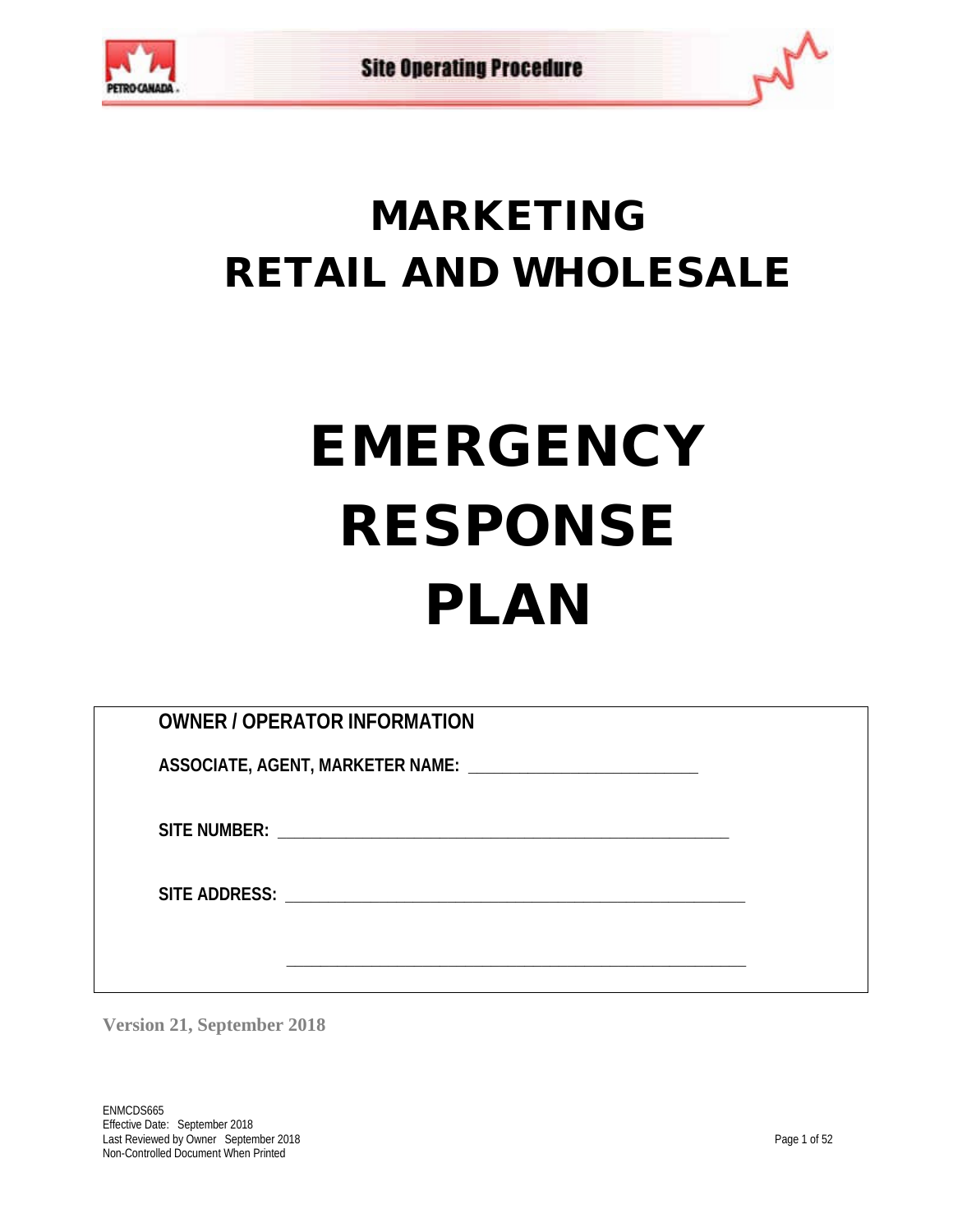# MARKETING
# RETAIL AND WHOLESALE

# EMERGENCY RESPONSE PLAN

**OWNER / OPERATOR INFORMATION**

**ASSOCIATE, AGENT, MARKETER NAME:** ___________________________

**SITE NUMBER:** ______________________________________________________

**SITE ADDRESS:** ______________________________________________________

______________________________________________________

**Version 21, September 2018**

ENMCDS665
Effective Date: September 2018
Last Reviewed by Owner September 2018
Non-Controlled Document When Printed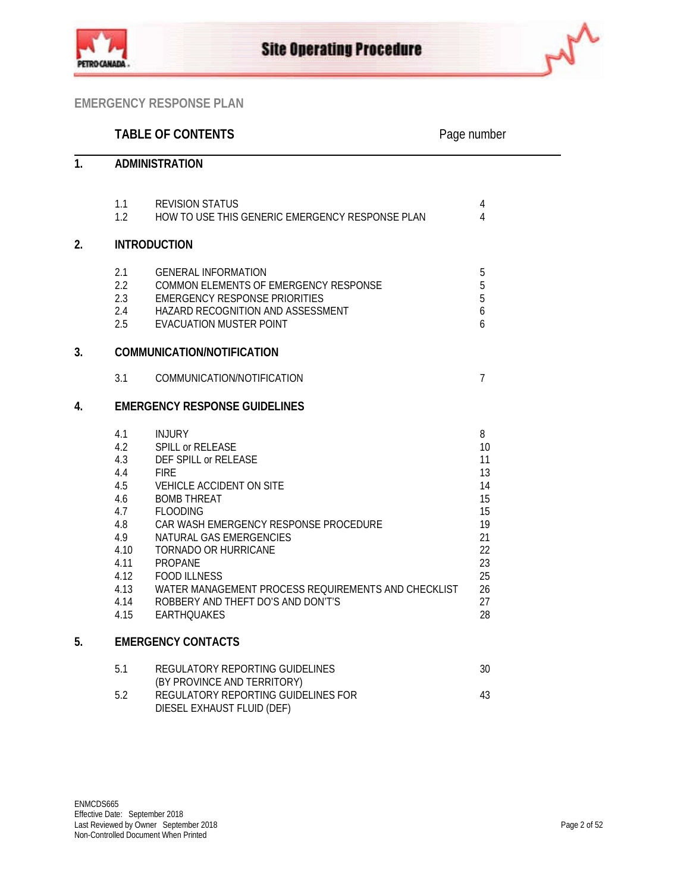## EMERGENCY RESPONSE PLAN

| | TABLE OF CONTENTS | Page number |
|---|---|---|
| **1.** | **ADMINISTRATION** | |
| 1.1 | REVISION STATUS | 4 |
| 1.2 | HOW TO USE THIS GENERIC EMERGENCY RESPONSE PLAN | 4 |
| **2.** | **INTRODUCTION** | |
| 2.1 | GENERAL INFORMATION | 5 |
| 2.2 | COMMON ELEMENTS OF EMERGENCY RESPONSE | 5 |
| 2.3 | EMERGENCY RESPONSE PRIORITIES | 5 |
| 2.4 | HAZARD RECOGNITION AND ASSESSMENT | 6 |
| 2.5 | EVACUATION MUSTER POINT | 6 |
| **3.** | **COMMUNICATION/NOTIFICATION** | |
| 3.1 | COMMUNICATION/NOTIFICATION | 7 |
| **4.** | **EMERGENCY RESPONSE GUIDELINES** | |
| 4.1 | INJURY | 8 |
| 4.2 | SPILL or RELEASE | 10 |
| 4.3 | DEF SPILL or RELEASE | 11 |
| 4.4 | FIRE | 13 |
| 4.5 | VEHICLE ACCIDENT ON SITE | 14 |
| 4.6 | BOMB THREAT | 15 |
| 4.7 | FLOODING | 15 |
| 4.8 | CAR WASH EMERGENCY RESPONSE PROCEDURE | 19 |
| 4.9 | NATURAL GAS EMERGENCIES | 21 |
| 4.10 | TORNADO OR HURRICANE | 22 |
| 4.11 | PROPANE | 23 |
| 4.12 | FOOD ILLNESS | 25 |
| 4.13 | WATER MANAGEMENT PROCESS REQUIREMENTS AND CHECKLIST | 26 |
| 4.14 | ROBBERY AND THEFT DO'S AND DON'T'S | 27 |
| 4.15 | EARTHQUAKES | 28 |
| **5.** | **EMERGENCY CONTACTS** | |
| 5.1 | REGULATORY REPORTING GUIDELINES (BY PROVINCE AND TERRITORY) | 30 |
| 5.2 | REGULATORY REPORTING GUIDELINES FOR DIESEL EXHAUST FLUID (DEF) | 43 |

ENMCDS665
Effective Date: September 2018
Last Reviewed by Owner September 2018
Non-Controlled Document When Printed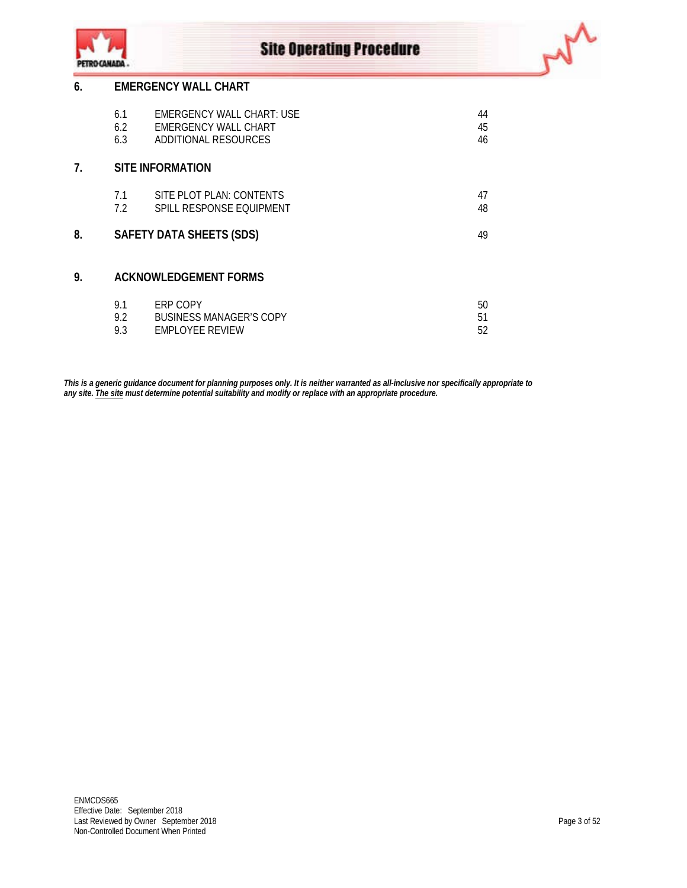| | | | |
|---|---|---|---|
| **6.** | **EMERGENCY WALL CHART** | | |
| | 6.1 | EMERGENCY WALL CHART: USE | 44 |
| | 6.2 | EMERGENCY WALL CHART | 45 |
| | 6.3 | ADDITIONAL RESOURCES | 46 |
| **7.** | **SITE INFORMATION** | | |
| | 7.1 | SITE PLOT PLAN: CONTENTS | 47 |
| | 7.2 | SPILL RESPONSE EQUIPMENT | 48 |
| **8.** | **SAFETY DATA SHEETS (SDS)** | | 49 |
| **9.** | **ACKNOWLEDGEMENT FORMS** | | |
| | 9.1 | ERP COPY | 50 |
| | 9.2 | BUSINESS MANAGER'S COPY | 51 |
| | 9.3 | EMPLOYEE REVIEW | 52 |

***This is a generic guidance document for planning purposes only. It is neither warranted as all-inclusive nor specifically appropriate to any site. The site must determine potential suitability and modify or replace with an appropriate procedure.***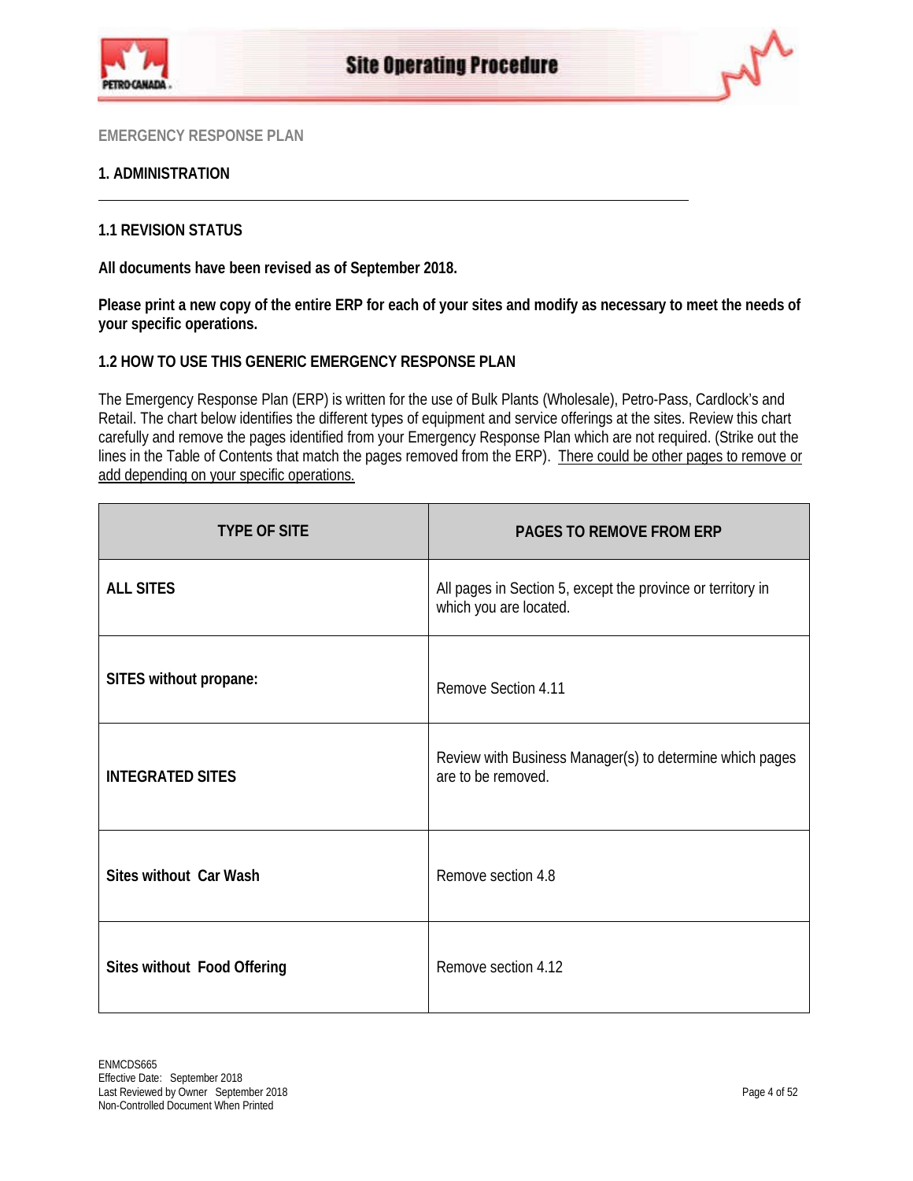EMERGENCY RESPONSE PLAN

## 1. ADMINISTRATION

---

### 1.1 REVISION STATUS

**All documents have been revised as of September 2018.**

**Please print a new copy of the entire ERP for each of your sites and modify as necessary to meet the needs of your specific operations.**

### 1.2 HOW TO USE THIS GENERIC EMERGENCY RESPONSE PLAN

The Emergency Response Plan (ERP) is written for the use of Bulk Plants (Wholesale), Petro-Pass, Cardlock's and Retail. The chart below identifies the different types of equipment and service offerings at the sites. Review this chart carefully and remove the pages identified from your Emergency Response Plan which are not required. (Strike out the lines in the Table of Contents that match the pages removed from the ERP). <u>There could be other pages to remove or add depending on your specific operations.</u>

| TYPE OF SITE | PAGES TO REMOVE FROM ERP |
|---|---|
| **ALL SITES** | All pages in Section 5, except the province or territory in which you are located. |
| **SITES without propane:** | Remove Section 4.11 |
| **INTEGRATED SITES** | Review with Business Manager(s) to determine which pages are to be removed. |
| **Sites without Car Wash** | Remove section 4.8 |
| **Sites without Food Offering** | Remove section 4.12 |

ENMCDS665
Effective Date: September 2018
Last Reviewed by Owner September 2018
Non-Controlled Document When Printed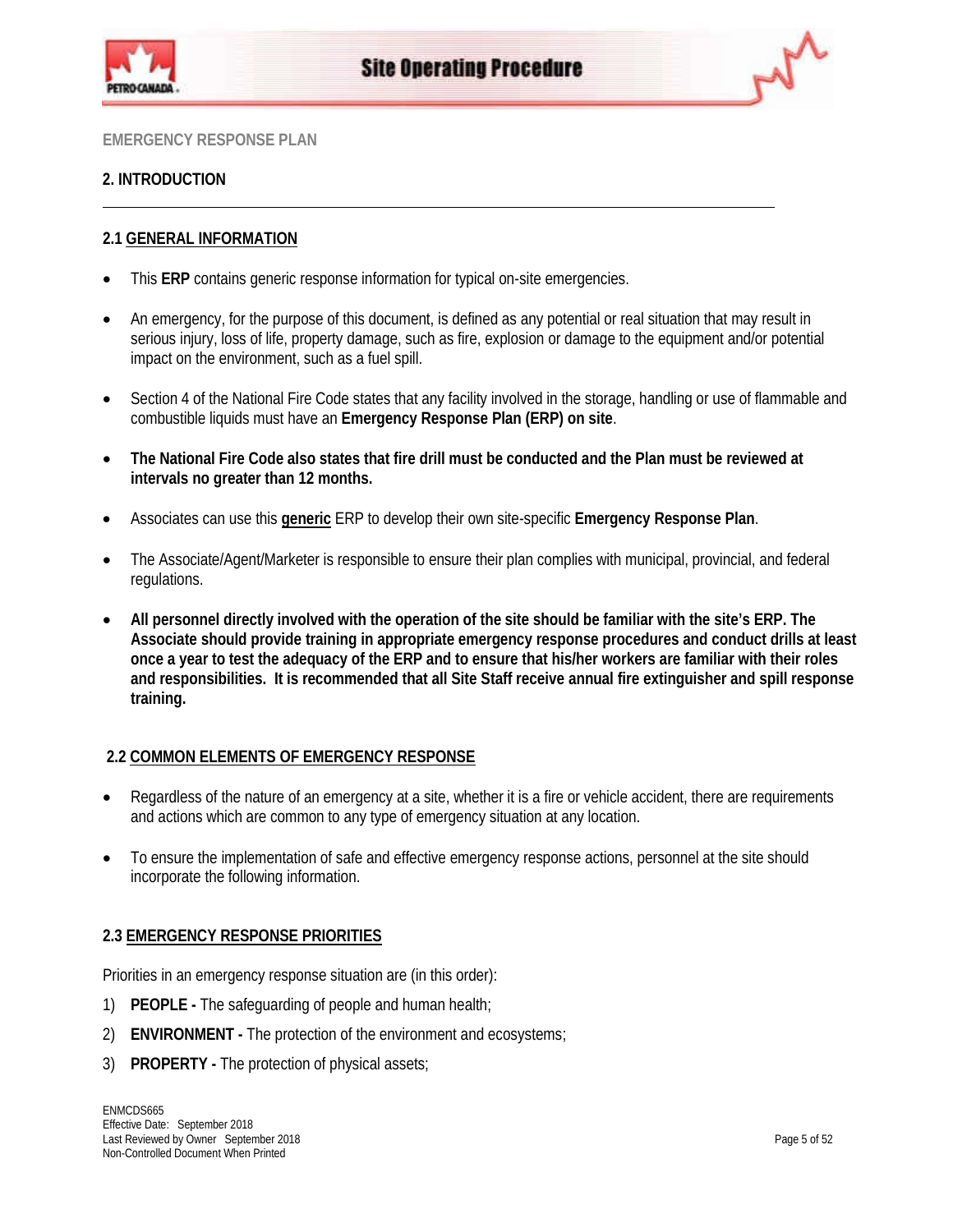EMERGENCY RESPONSE PLAN

## 2. INTRODUCTION

### 2.1 GENERAL INFORMATION

- This **ERP** contains generic response information for typical on-site emergencies.
- An emergency, for the purpose of this document, is defined as any potential or real situation that may result in serious injury, loss of life, property damage, such as fire, explosion or damage to the equipment and/or potential impact on the environment, such as a fuel spill.
- Section 4 of the National Fire Code states that any facility involved in the storage, handling or use of flammable and combustible liquids must have an **Emergency Response Plan (ERP) on site**.
- **The National Fire Code also states that fire drill must be conducted and the Plan must be reviewed at intervals no greater than 12 months.**
- Associates can use this **generic** ERP to develop their own site-specific **Emergency Response Plan**.
- The Associate/Agent/Marketer is responsible to ensure their plan complies with municipal, provincial, and federal regulations.
- **All personnel directly involved with the operation of the site should be familiar with the site's ERP. The Associate should provide training in appropriate emergency response procedures and conduct drills at least once a year to test the adequacy of the ERP and to ensure that his/her workers are familiar with their roles and responsibilities. It is recommended that all Site Staff receive annual fire extinguisher and spill response training.**

### 2.2 COMMON ELEMENTS OF EMERGENCY RESPONSE

- Regardless of the nature of an emergency at a site, whether it is a fire or vehicle accident, there are requirements and actions which are common to any type of emergency situation at any location.
- To ensure the implementation of safe and effective emergency response actions, personnel at the site should incorporate the following information.

### 2.3 EMERGENCY RESPONSE PRIORITIES

Priorities in an emergency response situation are (in this order):

1) **PEOPLE -** The safeguarding of people and human health;
2) **ENVIRONMENT -** The protection of the environment and ecosystems;
3) **PROPERTY -** The protection of physical assets;

ENMCDS665
Effective Date: September 2018
Last Reviewed by Owner September 2018
Non-Controlled Document When Printed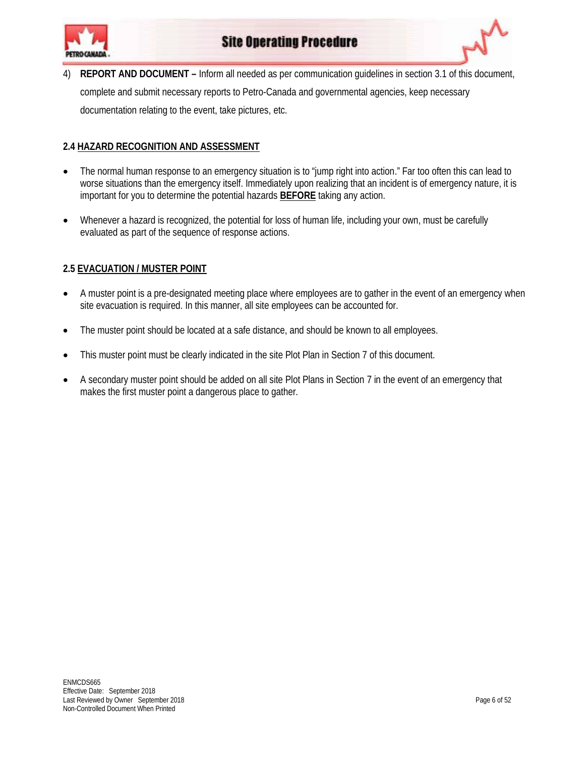4) **REPORT AND DOCUMENT –** Inform all needed as per communication guidelines in section 3.1 of this document, complete and submit necessary reports to Petro-Canada and governmental agencies, keep necessary documentation relating to the event, take pictures, etc.

### 2.4 HAZARD RECOGNITION AND ASSESSMENT

- The normal human response to an emergency situation is to "jump right into action." Far too often this can lead to worse situations than the emergency itself. Immediately upon realizing that an incident is of emergency nature, it is important for you to determine the potential hazards **BEFORE** taking any action.
- Whenever a hazard is recognized, the potential for loss of human life, including your own, must be carefully evaluated as part of the sequence of response actions.

### 2.5 EVACUATION / MUSTER POINT

- A muster point is a pre-designated meeting place where employees are to gather in the event of an emergency when site evacuation is required. In this manner, all site employees can be accounted for.
- The muster point should be located at a safe distance, and should be known to all employees.
- This muster point must be clearly indicated in the site Plot Plan in Section 7 of this document.
- A secondary muster point should be added on all site Plot Plans in Section 7 in the event of an emergency that makes the first muster point a dangerous place to gather.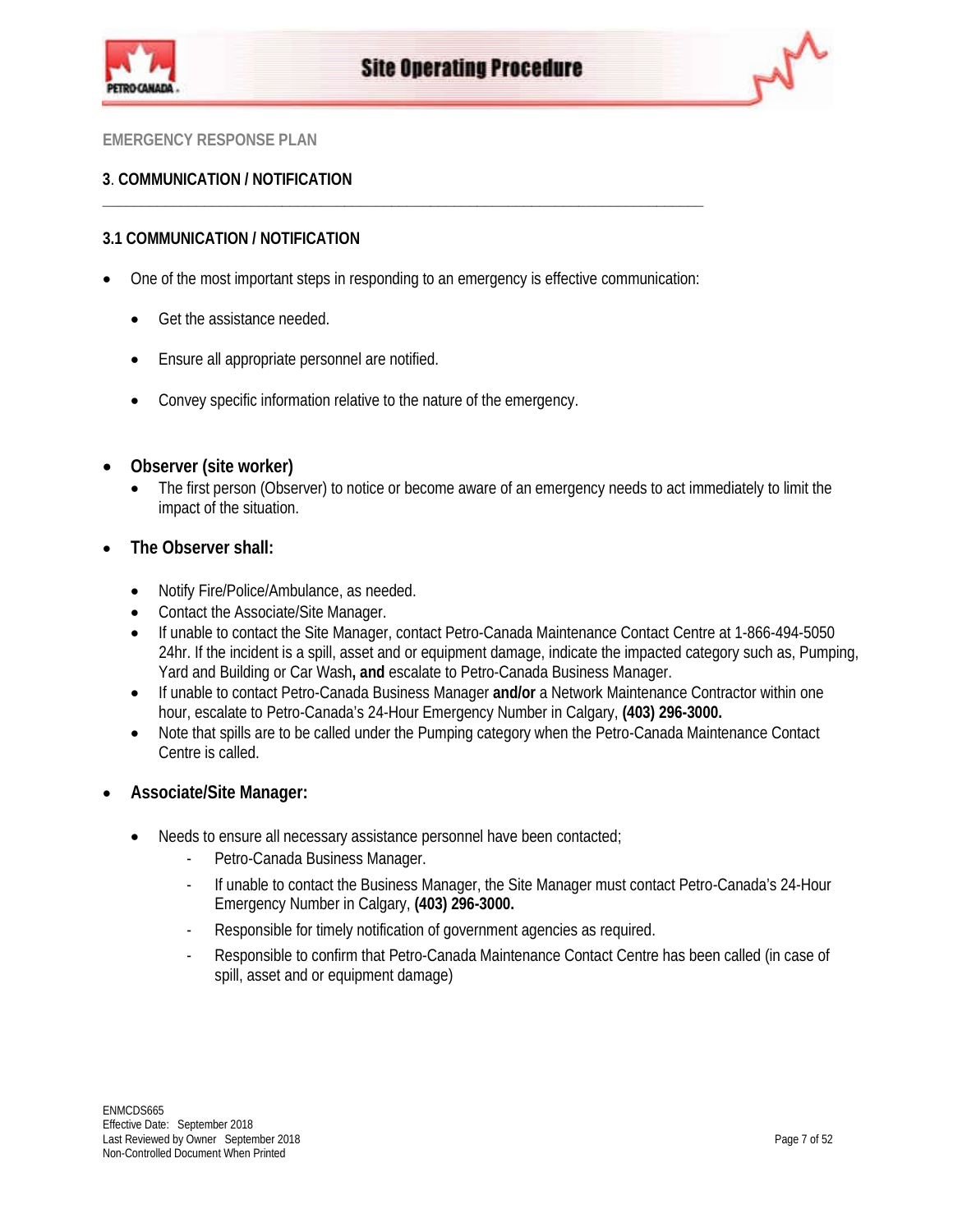EMERGENCY RESPONSE PLAN

## 3. COMMUNICATION / NOTIFICATION

### 3.1 COMMUNICATION / NOTIFICATION

- One of the most important steps in responding to an emergency is effective communication:
  - Get the assistance needed.
  - Ensure all appropriate personnel are notified.
  - Convey specific information relative to the nature of the emergency.

- **Observer (site worker)**
  - The first person (Observer) to notice or become aware of an emergency needs to act immediately to limit the impact of the situation.

- **The Observer shall:**
  - Notify Fire/Police/Ambulance, as needed.
  - Contact the Associate/Site Manager.
  - If unable to contact the Site Manager, contact Petro-Canada Maintenance Contact Centre at 1-866-494-5050 24hr. If the incident is a spill, asset and or equipment damage, indicate the impacted category such as, Pumping, Yard and Building or Car Wash**, and** escalate to Petro-Canada Business Manager.
  - If unable to contact Petro-Canada Business Manager **and/or** a Network Maintenance Contractor within one hour, escalate to Petro-Canada's 24-Hour Emergency Number in Calgary, **(403) 296-3000.**
  - Note that spills are to be called under the Pumping category when the Petro-Canada Maintenance Contact Centre is called.

- **Associate/Site Manager:**
  - Needs to ensure all necessary assistance personnel have been contacted;
    - Petro-Canada Business Manager.
    - If unable to contact the Business Manager, the Site Manager must contact Petro-Canada's 24-Hour Emergency Number in Calgary, **(403) 296-3000.**
    - Responsible for timely notification of government agencies as required.
    - Responsible to confirm that Petro-Canada Maintenance Contact Centre has been called (in case of spill, asset and or equipment damage)

ENMCDS665
Effective Date: September 2018
Last Reviewed by Owner September 2018
Non-Controlled Document When Printed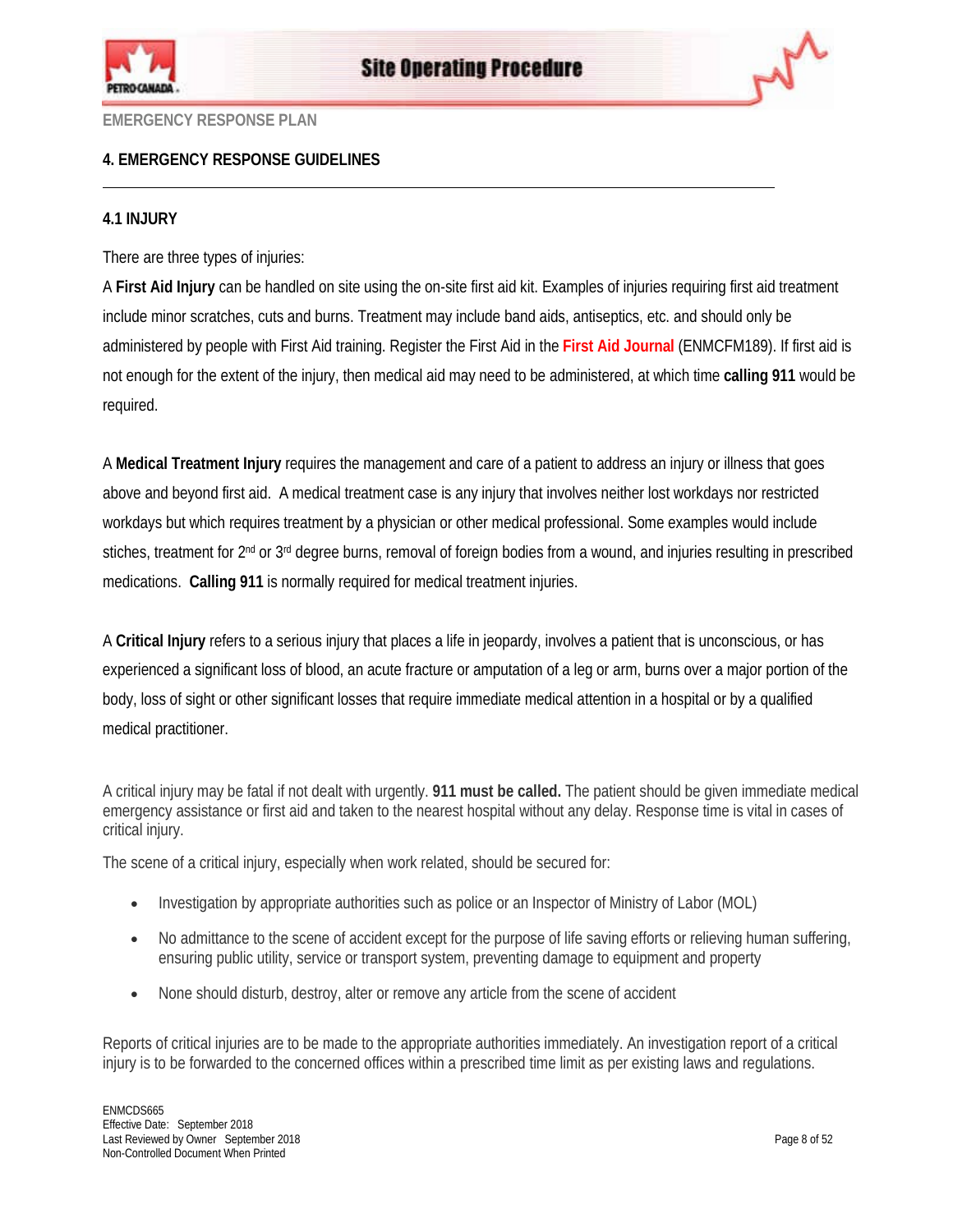# 4. EMERGENCY RESPONSE GUIDELINES

## 4.1 INJURY

There are three types of injuries:

A **First Aid Injury** can be handled on site using the on-site first aid kit. Examples of injuries requiring first aid treatment include minor scratches, cuts and burns. Treatment may include band aids, antiseptics, etc. and should only be administered by people with First Aid training. Register the First Aid in the **First Aid Journal** (ENMCFM189). If first aid is not enough for the extent of the injury, then medical aid may need to be administered, at which time **calling 911** would be required.

A **Medical Treatment Injury** requires the management and care of a patient to address an injury or illness that goes above and beyond first aid. A medical treatment case is any injury that involves neither lost workdays nor restricted workdays but which requires treatment by a physician or other medical professional. Some examples would include stiches, treatment for 2nd or 3rd degree burns, removal of foreign bodies from a wound, and injuries resulting in prescribed medications. **Calling 911** is normally required for medical treatment injuries.

A **Critical Injury** refers to a serious injury that places a life in jeopardy, involves a patient that is unconscious, or has experienced a significant loss of blood, an acute fracture or amputation of a leg or arm, burns over a major portion of the body, loss of sight or other significant losses that require immediate medical attention in a hospital or by a qualified medical practitioner.

A critical injury may be fatal if not dealt with urgently. **911 must be called.** The patient should be given immediate medical emergency assistance or first aid and taken to the nearest hospital without any delay. Response time is vital in cases of critical injury.

The scene of a critical injury, especially when work related, should be secured for:

- Investigation by appropriate authorities such as police or an Inspector of Ministry of Labor (MOL)
- No admittance to the scene of accident except for the purpose of life saving efforts or relieving human suffering, ensuring public utility, service or transport system, preventing damage to equipment and property
- None should disturb, destroy, alter or remove any article from the scene of accident

Reports of critical injuries are to be made to the appropriate authorities immediately. An investigation report of a critical injury is to be forwarded to the concerned offices within a prescribed time limit as per existing laws and regulations.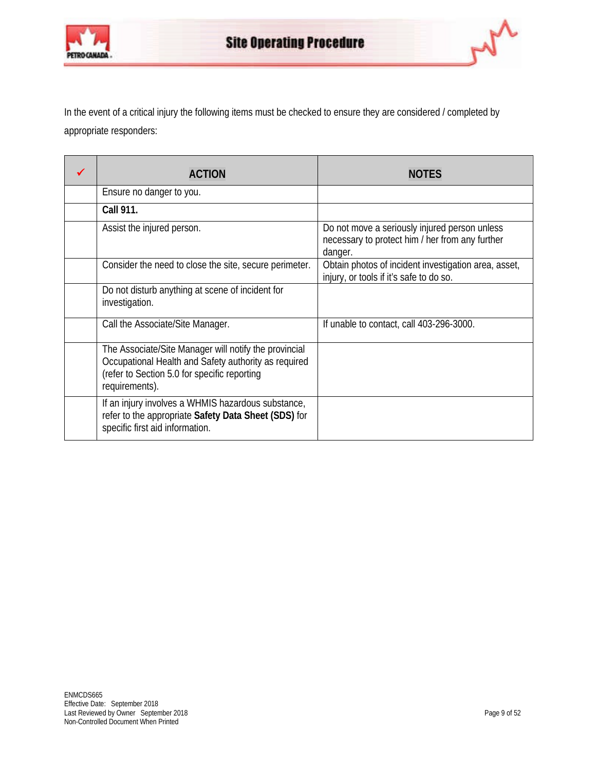In the event of a critical injury the following items must be checked to ensure they are considered / completed by appropriate responders:

| ✓ | ACTION | NOTES |
|---|---|---|
| | Ensure no danger to you. | |
| | **Call 911.** | |
| | Assist the injured person. | Do not move a seriously injured person unless necessary to protect him / her from any further danger. |
| | Consider the need to close the site, secure perimeter. | Obtain photos of incident investigation area, asset, injury, or tools if it's safe to do so. |
| | Do not disturb anything at scene of incident for investigation. | |
| | Call the Associate/Site Manager. | If unable to contact, call 403-296-3000. |
| | The Associate/Site Manager will notify the provincial Occupational Health and Safety authority as required (refer to Section 5.0 for specific reporting requirements). | |
| | If an injury involves a WHMIS hazardous substance, refer to the appropriate **Safety Data Sheet (SDS)** for specific first aid information. | |

ENMCDS665
Effective Date: September 2018
Last Reviewed by Owner September 2018
Non-Controlled Document When Printed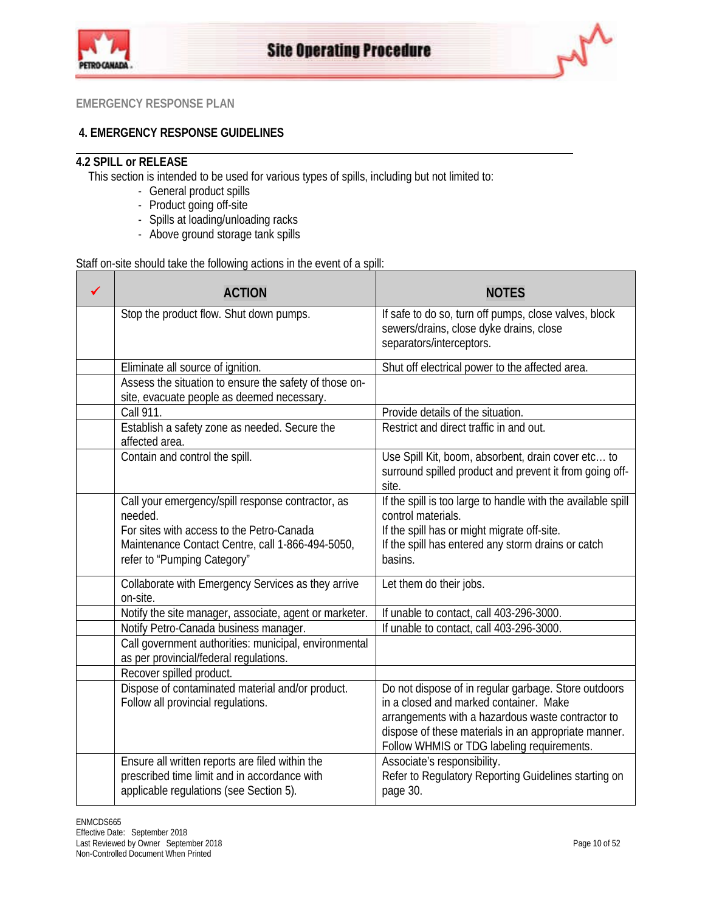EMERGENCY RESPONSE PLAN

## 4. EMERGENCY RESPONSE GUIDELINES

### 4.2 SPILL or RELEASE

This section is intended to be used for various types of spills, including but not limited to:

- General product spills
- Product going off-site
- Spills at loading/unloading racks
- Above ground storage tank spills

Staff on-site should take the following actions in the event of a spill:

| ✓ | ACTION | NOTES |
|---|---|---|
| | Stop the product flow. Shut down pumps. | If safe to do so, turn off pumps, close valves, block sewers/drains, close dyke drains, close separators/interceptors. |
| | Eliminate all source of ignition. | Shut off electrical power to the affected area. |
| | Assess the situation to ensure the safety of those on-site, evacuate people as deemed necessary. | |
| | Call 911. | Provide details of the situation. |
| | Establish a safety zone as needed. Secure the affected area. | Restrict and direct traffic in and out. |
| | Contain and control the spill. | Use Spill Kit, boom, absorbent, drain cover etc… to surround spilled product and prevent it from going off-site. |
| | Call your emergency/spill response contractor, as needed.<br>For sites with access to the Petro-Canada Maintenance Contact Centre, call 1-866-494-5050, refer to "Pumping Category" | If the spill is too large to handle with the available spill control materials.<br>If the spill has or might migrate off-site.<br>If the spill has entered any storm drains or catch basins. |
| | Collaborate with Emergency Services as they arrive on-site. | Let them do their jobs. |
| | Notify the site manager, associate, agent or marketer. | If unable to contact, call 403-296-3000. |
| | Notify Petro-Canada business manager. | If unable to contact, call 403-296-3000. |
| | Call government authorities: municipal, environmental as per provincial/federal regulations. | |
| | Recover spilled product. | |
| | Dispose of contaminated material and/or product. Follow all provincial regulations. | Do not dispose of in regular garbage. Store outdoors in a closed and marked container. Make arrangements with a hazardous waste contractor to dispose of these materials in an appropriate manner. Follow WHMIS or TDG labeling requirements. |
| | Ensure all written reports are filed within the prescribed time limit and in accordance with applicable regulations (see Section 5). | Associate's responsibility.<br>Refer to Regulatory Reporting Guidelines starting on page 30. |

ENMCDS665
Effective Date: September 2018
Last Reviewed by Owner September 2018
Non-Controlled Document When Printed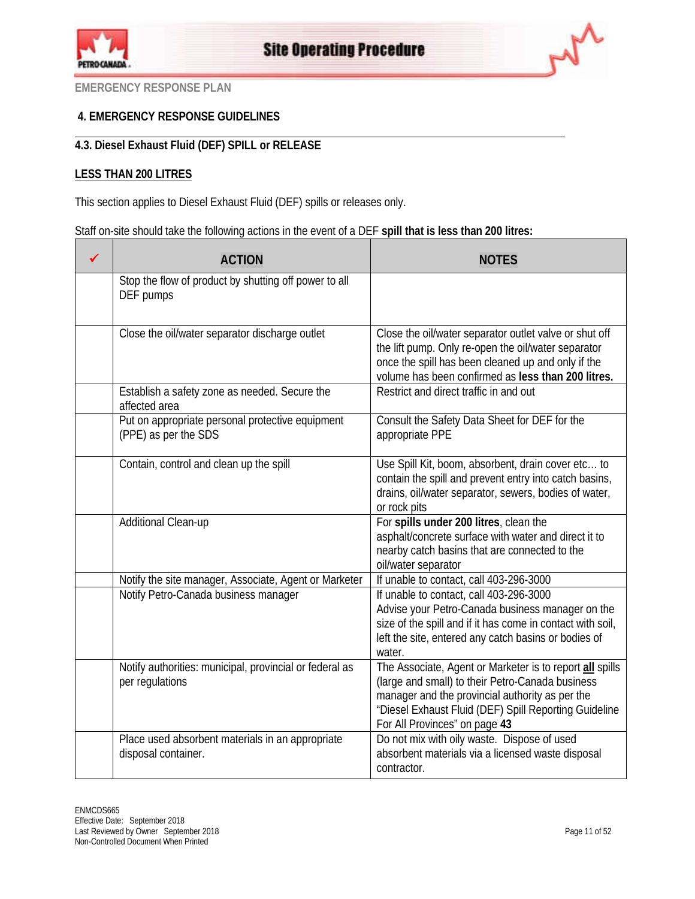EMERGENCY RESPONSE PLAN

## 4. EMERGENCY RESPONSE GUIDELINES

### 4.3. Diesel Exhaust Fluid (DEF) SPILL or RELEASE

**LESS THAN 200 LITRES**

This section applies to Diesel Exhaust Fluid (DEF) spills or releases only.

Staff on-site should take the following actions in the event of a DEF **spill that is less than 200 litres:**

| ✓ | ACTION | NOTES |
|---|---|---|
| | Stop the flow of product by shutting off power to all DEF pumps | |
| | Close the oil/water separator discharge outlet | Close the oil/water separator outlet valve or shut off the lift pump. Only re-open the oil/water separator once the spill has been cleaned up and only if the volume has been confirmed as **less than 200 litres.** |
| | Establish a safety zone as needed. Secure the affected area | Restrict and direct traffic in and out |
| | Put on appropriate personal protective equipment (PPE) as per the SDS | Consult the Safety Data Sheet for DEF for the appropriate PPE |
| | Contain, control and clean up the spill | Use Spill Kit, boom, absorbent, drain cover etc… to contain the spill and prevent entry into catch basins, drains, oil/water separator, sewers, bodies of water, or rock pits |
| | Additional Clean-up | For **spills under 200 litres**, clean the asphalt/concrete surface with water and direct it to nearby catch basins that are connected to the oil/water separator |
| | Notify the site manager, Associate, Agent or Marketer | If unable to contact, call 403-296-3000 |
| | Notify Petro-Canada business manager | If unable to contact, call 403-296-3000<br>Advise your Petro-Canada business manager on the size of the spill and if it has come in contact with soil, left the site, entered any catch basins or bodies of water. |
| | Notify authorities: municipal, provincial or federal as per regulations | The Associate, Agent or Marketer is to report **all** spills (large and small) to their Petro-Canada business manager and the provincial authority as per the "Diesel Exhaust Fluid (DEF) Spill Reporting Guideline For All Provinces" on page **43** |
| | Place used absorbent materials in an appropriate disposal container. | Do not mix with oily waste. Dispose of used absorbent materials via a licensed waste disposal contractor. |

ENMCDS665
Effective Date: September 2018
Last Reviewed by Owner September 2018
Non-Controlled Document When Printed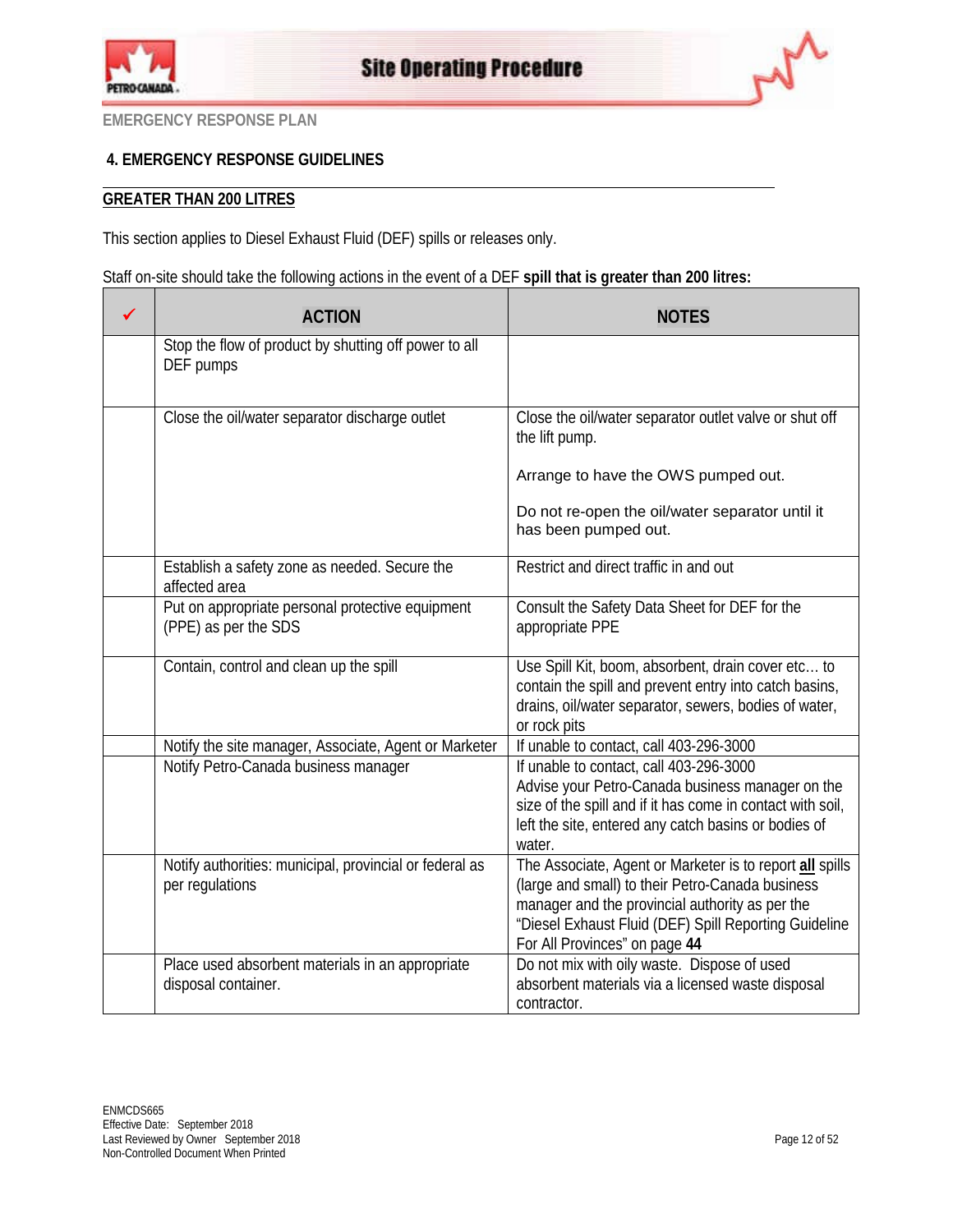EMERGENCY RESPONSE PLAN

## 4. EMERGENCY RESPONSE GUIDELINES

### GREATER THAN 200 LITRES

This section applies to Diesel Exhaust Fluid (DEF) spills or releases only.

Staff on-site should take the following actions in the event of a DEF **spill that is greater than 200 litres:**

| ✓ | ACTION | NOTES |
|---|---|---|
| | Stop the flow of product by shutting off power to all DEF pumps | |
| | Close the oil/water separator discharge outlet | Close the oil/water separator outlet valve or shut off the lift pump.<br><br>Arrange to have the OWS pumped out.<br><br>Do not re-open the oil/water separator until it has been pumped out. |
| | Establish a safety zone as needed. Secure the affected area | Restrict and direct traffic in and out |
| | Put on appropriate personal protective equipment (PPE) as per the SDS | Consult the Safety Data Sheet for DEF for the appropriate PPE |
| | Contain, control and clean up the spill | Use Spill Kit, boom, absorbent, drain cover etc… to contain the spill and prevent entry into catch basins, drains, oil/water separator, sewers, bodies of water, or rock pits |
| | Notify the site manager, Associate, Agent or Marketer | If unable to contact, call 403-296-3000 |
| | Notify Petro-Canada business manager | If unable to contact, call 403-296-3000<br>Advise your Petro-Canada business manager on the size of the spill and if it has come in contact with soil, left the site, entered any catch basins or bodies of water. |
| | Notify authorities: municipal, provincial or federal as per regulations | The Associate, Agent or Marketer is to report **all** spills (large and small) to their Petro-Canada business manager and the provincial authority as per the "Diesel Exhaust Fluid (DEF) Spill Reporting Guideline For All Provinces" on page **44** |
| | Place used absorbent materials in an appropriate disposal container. | Do not mix with oily waste. Dispose of used absorbent materials via a licensed waste disposal contractor. |

ENMCDS665
Effective Date: September 2018
Last Reviewed by Owner September 2018
Non-Controlled Document When Printed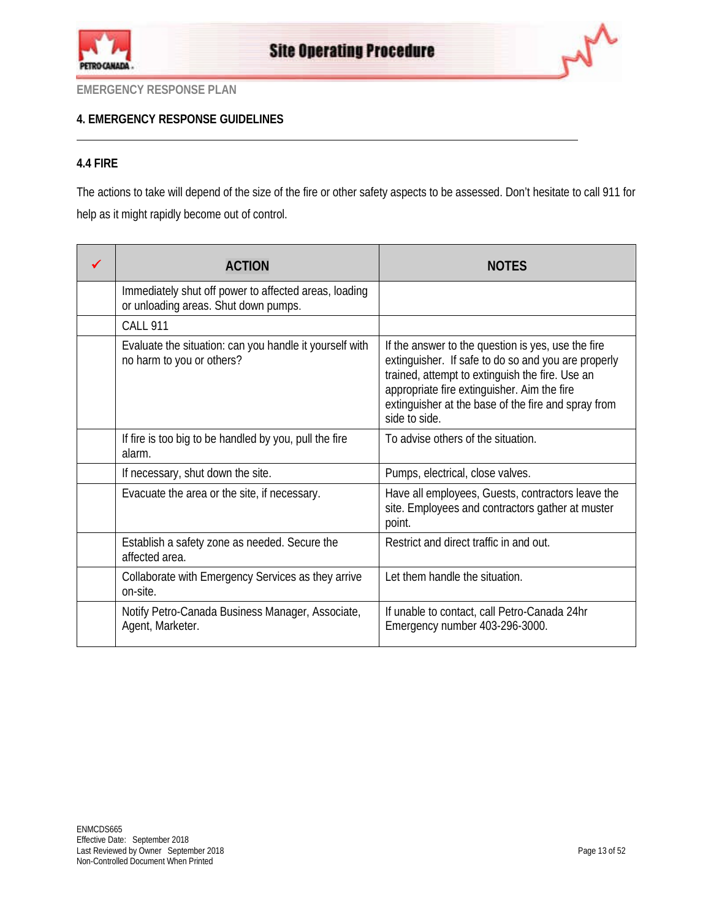EMERGENCY RESPONSE PLAN

## 4. EMERGENCY RESPONSE GUIDELINES

### 4.4 FIRE

The actions to take will depend of the size of the fire or other safety aspects to be assessed. Don't hesitate to call 911 for help as it might rapidly become out of control.

| ✓ | ACTION | NOTES |
|---|---|---|
| | Immediately shut off power to affected areas, loading or unloading areas. Shut down pumps. | |
| | CALL 911 | |
| | Evaluate the situation: can you handle it yourself with no harm to you or others? | If the answer to the question is yes, use the fire extinguisher. If safe to do so and you are properly trained, attempt to extinguish the fire. Use an appropriate fire extinguisher. Aim the fire extinguisher at the base of the fire and spray from side to side. |
| | If fire is too big to be handled by you, pull the fire alarm. | To advise others of the situation. |
| | If necessary, shut down the site. | Pumps, electrical, close valves. |
| | Evacuate the area or the site, if necessary. | Have all employees, Guests, contractors leave the site. Employees and contractors gather at muster point. |
| | Establish a safety zone as needed. Secure the affected area. | Restrict and direct traffic in and out. |
| | Collaborate with Emergency Services as they arrive on-site. | Let them handle the situation. |
| | Notify Petro-Canada Business Manager, Associate, Agent, Marketer. | If unable to contact, call Petro-Canada 24hr Emergency number 403-296-3000. |

ENMCDS665
Effective Date: September 2018
Last Reviewed by Owner September 2018
Non-Controlled Document When Printed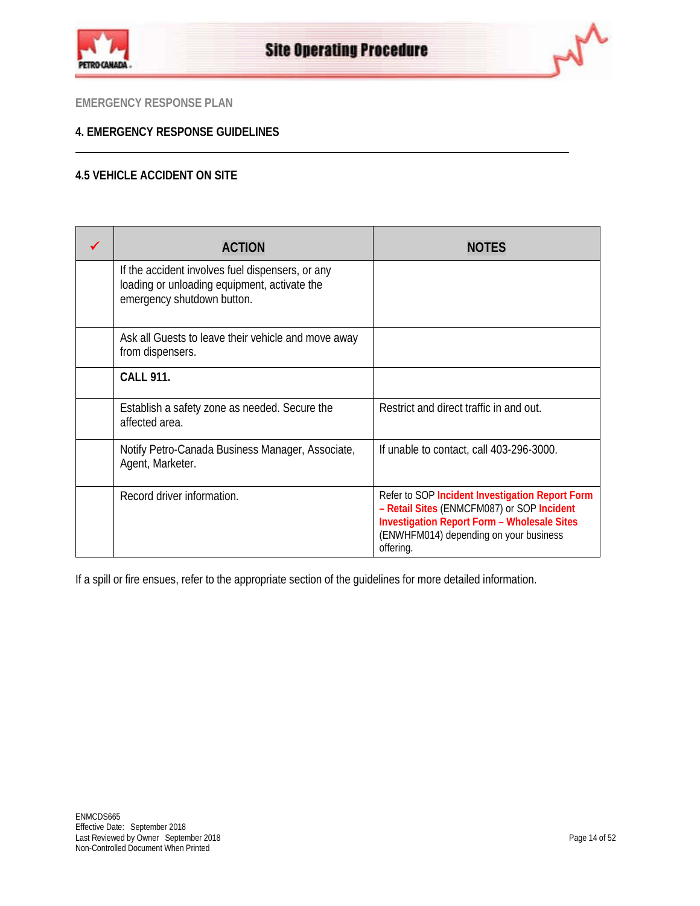EMERGENCY RESPONSE PLAN

## 4. EMERGENCY RESPONSE GUIDELINES

### 4.5 VEHICLE ACCIDENT ON SITE

| ✓ | ACTION | NOTES |
|---|---|---|
| | If the accident involves fuel dispensers, or any loading or unloading equipment, activate the emergency shutdown button. | |
| | Ask all Guests to leave their vehicle and move away from dispensers. | |
| | **CALL 911.** | |
| | Establish a safety zone as needed. Secure the affected area. | Restrict and direct traffic in and out. |
| | Notify Petro-Canada Business Manager, Associate, Agent, Marketer. | If unable to contact, call 403-296-3000. |
| | Record driver information. | Refer to SOP **Incident Investigation Report Form – Retail Sites** (ENMCFM087) or SOP **Incident Investigation Report Form – Wholesale Sites** (ENWHFM014) depending on your business offering. |

If a spill or fire ensues, refer to the appropriate section of the guidelines for more detailed information.

ENMCDS665
Effective Date: September 2018
Last Reviewed by Owner September 2018
Non-Controlled Document When Printed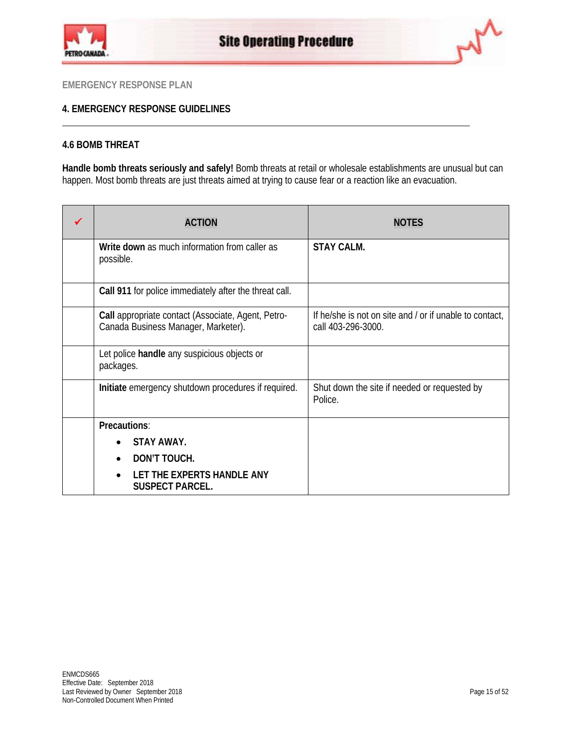EMERGENCY RESPONSE PLAN

## 4. EMERGENCY RESPONSE GUIDELINES

### 4.6 BOMB THREAT

**Handle bomb threats seriously and safely!** Bomb threats at retail or wholesale establishments are unusual but can happen. Most bomb threats are just threats aimed at trying to cause fear or a reaction like an evacuation.

| ✓ | ACTION | NOTES |
|---|---|---|
| | **Write down** as much information from caller as possible. | **STAY CALM.** |
| | **Call 911** for police immediately after the threat call. | |
| | **Call** appropriate contact (Associate, Agent, Petro-Canada Business Manager, Marketer). | If he/she is not on site and / or if unable to contact, call 403-296-3000. |
| | Let police **handle** any suspicious objects or packages. | |
| | **Initiate** emergency shutdown procedures if required. | Shut down the site if needed or requested by Police. |
| | **Precautions**:<br>• **STAY AWAY.**<br>• **DON'T TOUCH.**<br>• **LET THE EXPERTS HANDLE ANY SUSPECT PARCEL.** | |

ENMCDS665
Effective Date: September 2018
Last Reviewed by Owner September 2018
Non-Controlled Document When Printed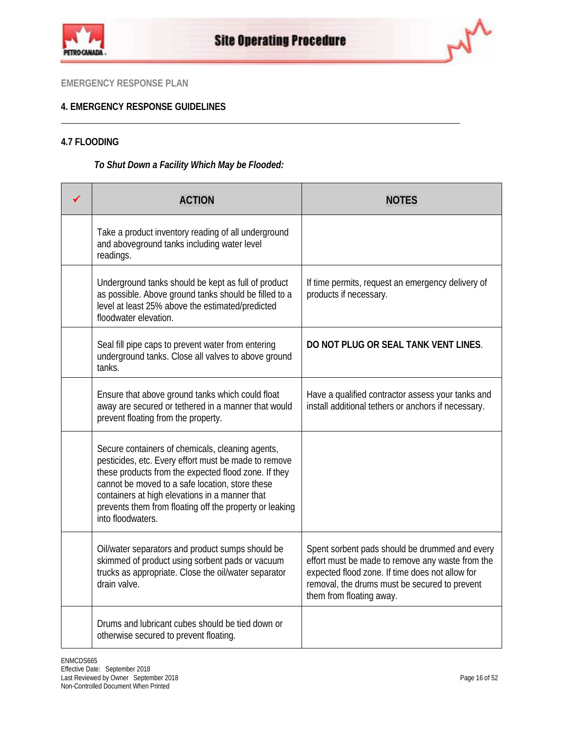EMERGENCY RESPONSE PLAN

## 4. EMERGENCY RESPONSE GUIDELINES

### 4.7 FLOODING

***To Shut Down a Facility Which May be Flooded:***

| ✓ | ACTION | NOTES |
|---|---|---|
| | Take a product inventory reading of all underground and aboveground tanks including water level readings. | |
| | Underground tanks should be kept as full of product as possible. Above ground tanks should be filled to a level at least 25% above the estimated/predicted floodwater elevation. | If time permits, request an emergency delivery of products if necessary. |
| | Seal fill pipe caps to prevent water from entering underground tanks. Close all valves to above ground tanks. | **DO NOT PLUG OR SEAL TANK VENT LINES**. |
| | Ensure that above ground tanks which could float away are secured or tethered in a manner that would prevent floating from the property. | Have a qualified contractor assess your tanks and install additional tethers or anchors if necessary. |
| | Secure containers of chemicals, cleaning agents, pesticides, etc. Every effort must be made to remove these products from the expected flood zone. If they cannot be moved to a safe location, store these containers at high elevations in a manner that prevents them from floating off the property or leaking into floodwaters. | |
| | Oil/water separators and product sumps should be skimmed of product using sorbent pads or vacuum trucks as appropriate. Close the oil/water separator drain valve. | Spent sorbent pads should be drummed and every effort must be made to remove any waste from the expected flood zone. If time does not allow for removal, the drums must be secured to prevent them from floating away. |
| | Drums and lubricant cubes should be tied down or otherwise secured to prevent floating. | |

ENMCDS665
Effective Date: September 2018
Last Reviewed by Owner September 2018
Non-Controlled Document When Printed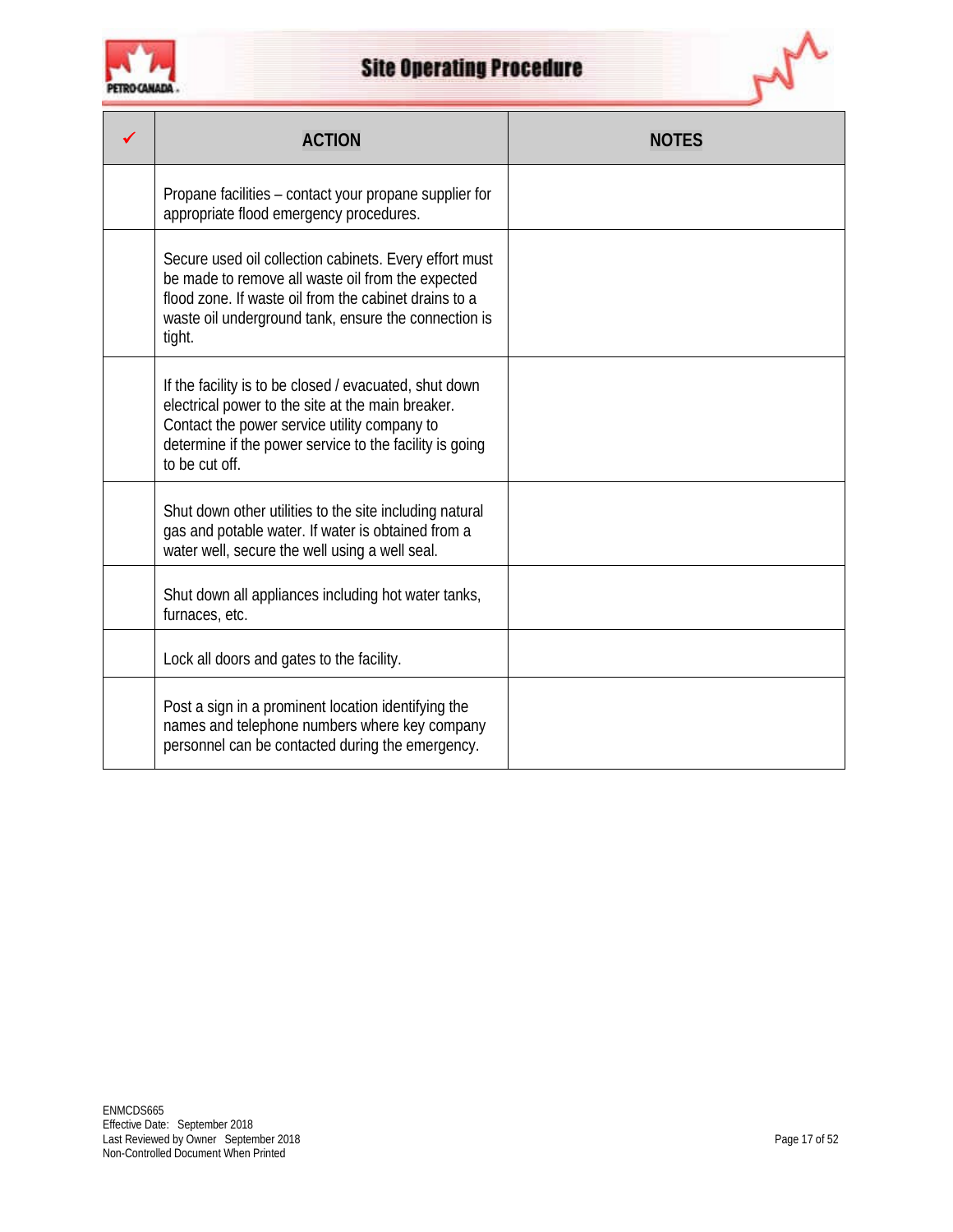| ✓ | ACTION | NOTES |
|---|---|---|
| | Propane facilities – contact your propane supplier for appropriate flood emergency procedures. | |
| | Secure used oil collection cabinets. Every effort must be made to remove all waste oil from the expected flood zone. If waste oil from the cabinet drains to a waste oil underground tank, ensure the connection is tight. | |
| | If the facility is to be closed / evacuated, shut down electrical power to the site at the main breaker. Contact the power service utility company to determine if the power service to the facility is going to be cut off. | |
| | Shut down other utilities to the site including natural gas and potable water. If water is obtained from a water well, secure the well using a well seal. | |
| | Shut down all appliances including hot water tanks, furnaces, etc. | |
| | Lock all doors and gates to the facility. | |
| | Post a sign in a prominent location identifying the names and telephone numbers where key company personnel can be contacted during the emergency. | |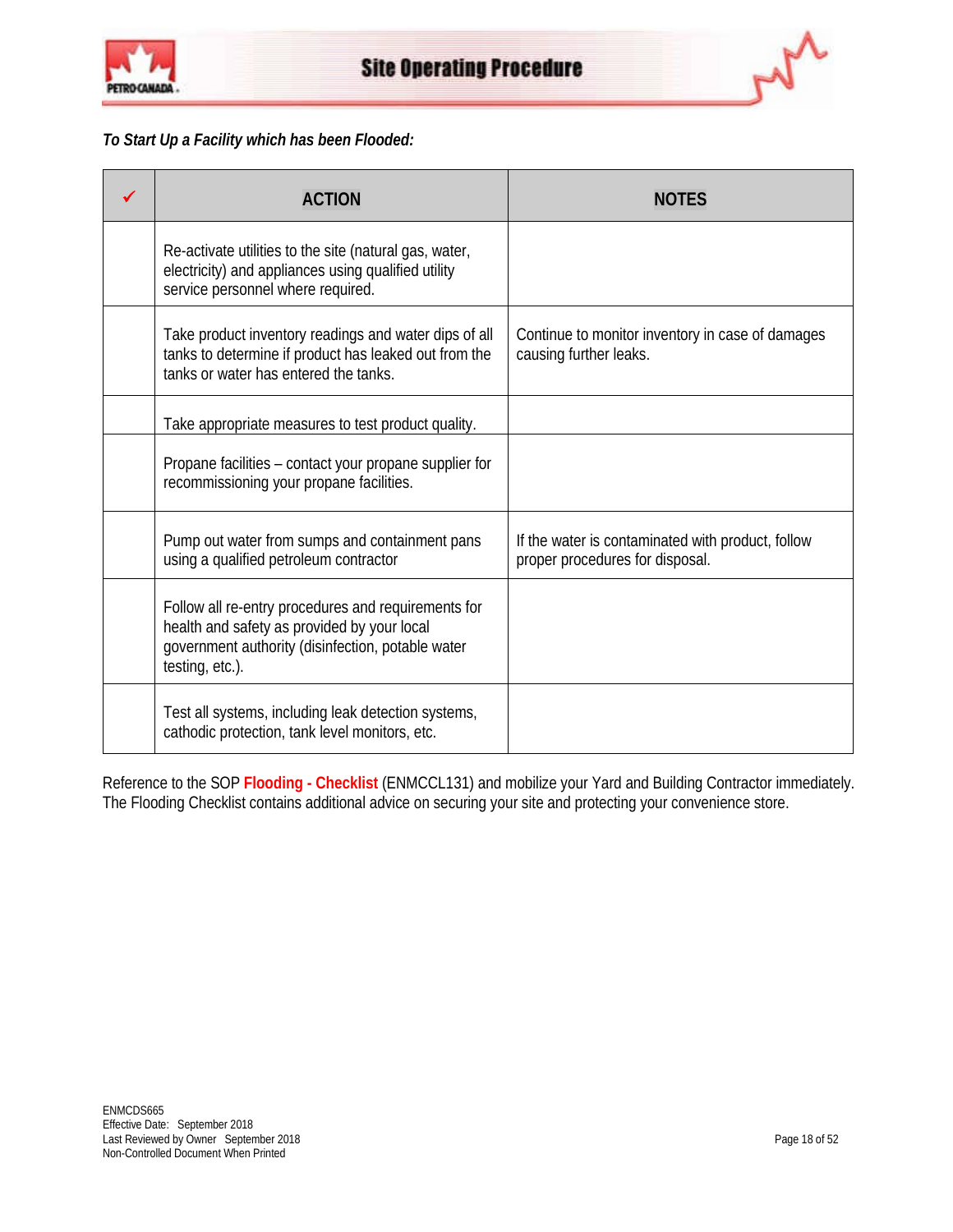***To Start Up a Facility which has been Flooded:***

| ✓ | ACTION | NOTES |
|---|---|---|
| | Re-activate utilities to the site (natural gas, water, electricity) and appliances using qualified utility service personnel where required. | |
| | Take product inventory readings and water dips of all tanks to determine if product has leaked out from the tanks or water has entered the tanks. | Continue to monitor inventory in case of damages causing further leaks. |
| | Take appropriate measures to test product quality. | |
| | Propane facilities – contact your propane supplier for recommissioning your propane facilities. | |
| | Pump out water from sumps and containment pans using a qualified petroleum contractor | If the water is contaminated with product, follow proper procedures for disposal. |
| | Follow all re-entry procedures and requirements for health and safety as provided by your local government authority (disinfection, potable water testing, etc.). | |
| | Test all systems, including leak detection systems, cathodic protection, tank level monitors, etc. | |

Reference to the SOP **Flooding - Checklist** (ENMCCL131) and mobilize your Yard and Building Contractor immediately. The Flooding Checklist contains additional advice on securing your site and protecting your convenience store.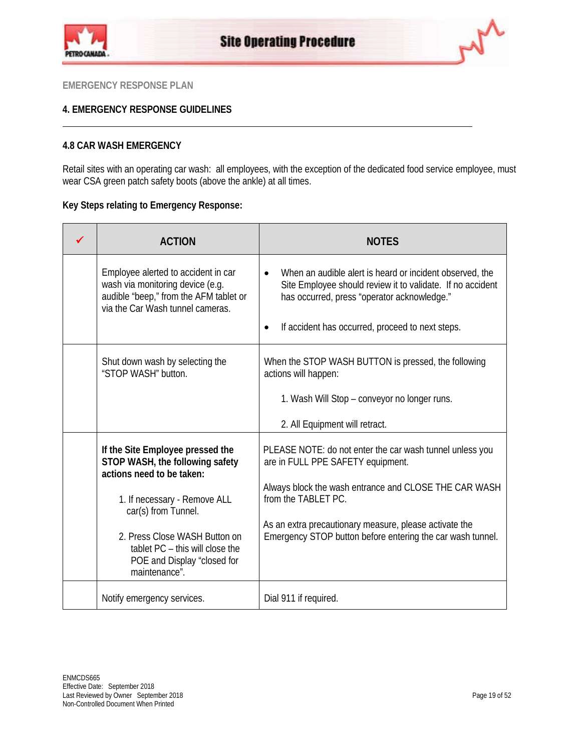EMERGENCY RESPONSE PLAN

## 4. EMERGENCY RESPONSE GUIDELINES

### 4.8 CAR WASH EMERGENCY

Retail sites with an operating car wash: all employees, with the exception of the dedicated food service employee, must wear CSA green patch safety boots (above the ankle) at all times.

**Key Steps relating to Emergency Response:**

| ✓ | ACTION | NOTES |
|---|---|---|
| | Employee alerted to accident in car wash via monitoring device (e.g. audible "beep," from the AFM tablet or via the Car Wash tunnel cameras. | • When an audible alert is heard or incident observed, the Site Employee should review it to validate. If no accident has occurred, press "operator acknowledge."<br><br>• If accident has occurred, proceed to next steps. |
| | Shut down wash by selecting the "STOP WASH" button. | When the STOP WASH BUTTON is pressed, the following actions will happen:<br><br>1. Wash Will Stop – conveyor no longer runs.<br><br>2. All Equipment will retract. |
| | **If the Site Employee pressed the STOP WASH, the following safety actions need to be taken:**<br><br>1. If necessary - Remove ALL car(s) from Tunnel.<br><br>2. Press Close WASH Button on tablet PC – this will close the POE and Display "closed for maintenance". | PLEASE NOTE: do not enter the car wash tunnel unless you are in FULL PPE SAFETY equipment.<br><br>Always block the wash entrance and CLOSE THE CAR WASH from the TABLET PC.<br><br>As an extra precautionary measure, please activate the Emergency STOP button before entering the car wash tunnel. |
| | Notify emergency services. | Dial 911 if required. |

ENMCDS665
Effective Date: September 2018
Last Reviewed by Owner September 2018
Non-Controlled Document When Printed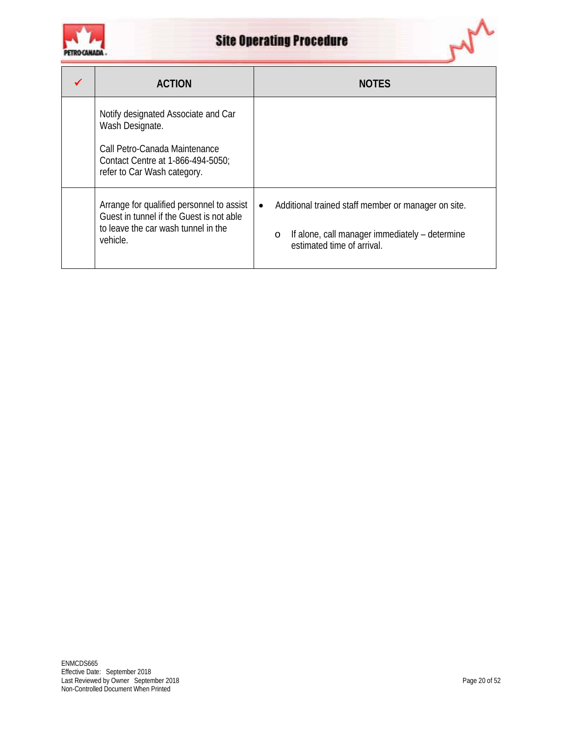| ✓ | ACTION | NOTES |
| --- | --- | --- |
| | Notify designated Associate and Car Wash Designate.<br><br>Call Petro-Canada Maintenance Contact Centre at 1-866-494-5050; refer to Car Wash category. | |
| | Arrange for qualified personnel to assist Guest in tunnel if the Guest is not able to leave the car wash tunnel in the vehicle. | • Additional trained staff member or manager on site.<br>  o If alone, call manager immediately – determine estimated time of arrival. |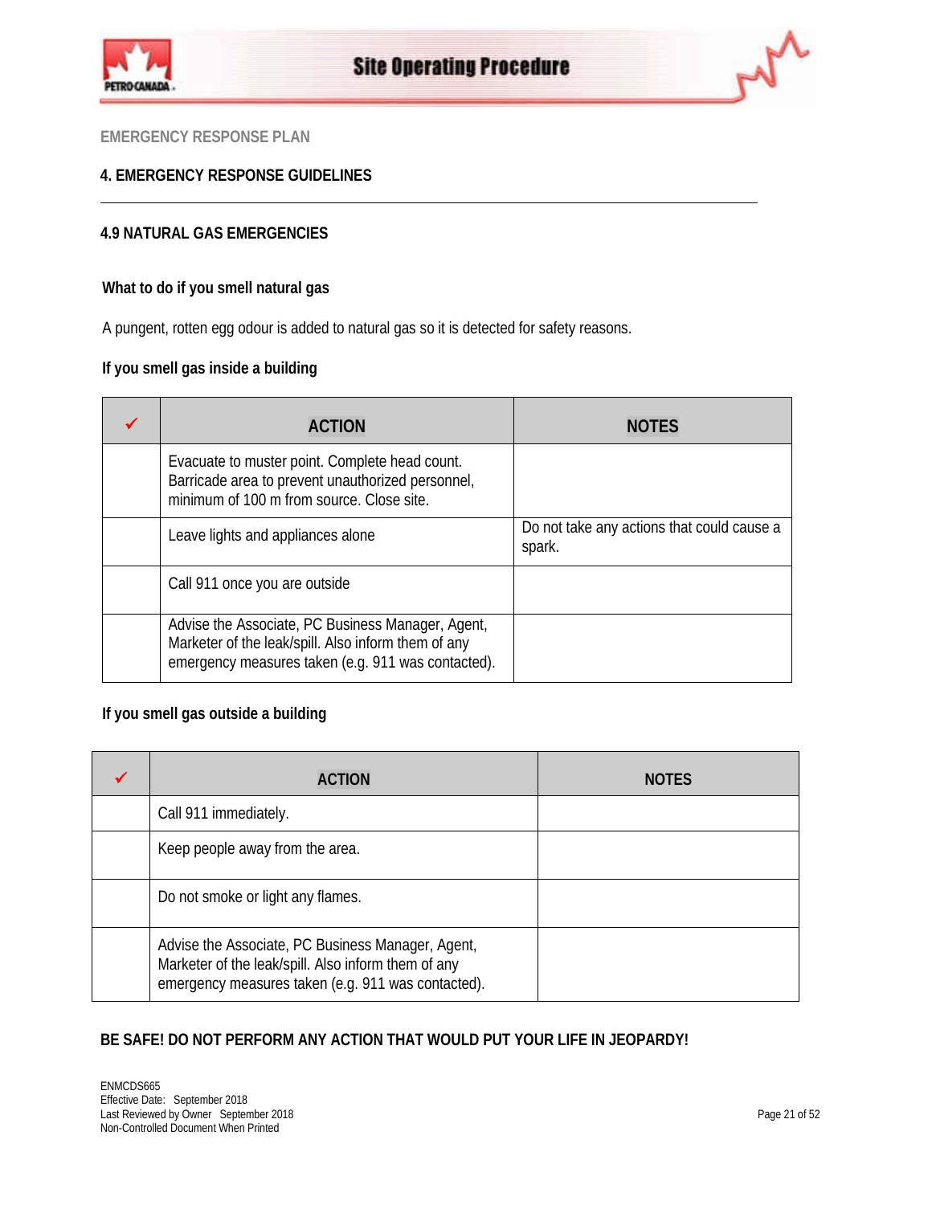EMERGENCY RESPONSE PLAN

## 4. EMERGENCY RESPONSE GUIDELINES

### 4.9 NATURAL GAS EMERGENCIES

**What to do if you smell natural gas**

A pungent, rotten egg odour is added to natural gas so it is detected for safety reasons.

**If you smell gas inside a building**

| ✓ | ACTION | NOTES |
|---|---|---|
| | Evacuate to muster point. Complete head count. Barricade area to prevent unauthorized personnel, minimum of 100 m from source. Close site. | |
| | Leave lights and appliances alone | Do not take any actions that could cause a spark. |
| | Call 911 once you are outside | |
| | Advise the Associate, PC Business Manager, Agent, Marketer of the leak/spill. Also inform them of any emergency measures taken (e.g. 911 was contacted). | |

**If you smell gas outside a building**

| ✓ | ACTION | NOTES |
|---|---|---|
| | Call 911 immediately. | |
| | Keep people away from the area. | |
| | Do not smoke or light any flames. | |
| | Advise the Associate, PC Business Manager, Agent, Marketer of the leak/spill. Also inform them of any emergency measures taken (e.g. 911 was contacted). | |

**BE SAFE! DO NOT PERFORM ANY ACTION THAT WOULD PUT YOUR LIFE IN JEOPARDY!**

ENMCDS665
Effective Date: September 2018
Last Reviewed by Owner September 2018
Non-Controlled Document When Printed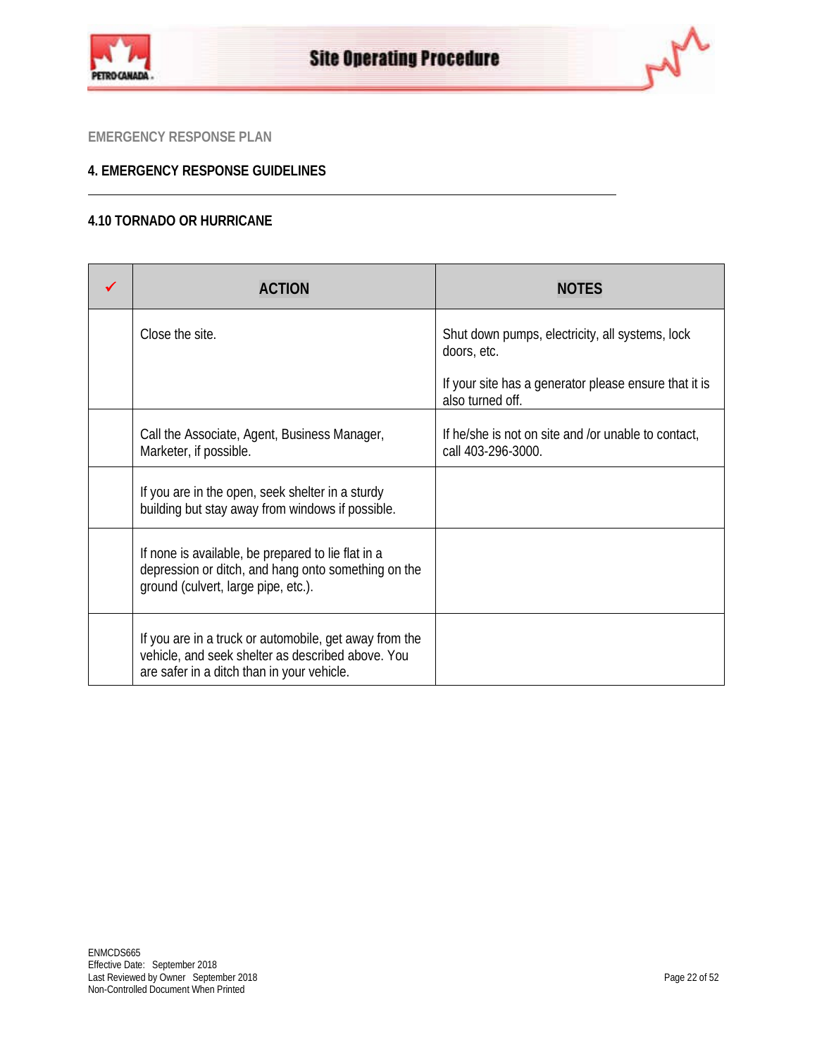EMERGENCY RESPONSE PLAN

## 4. EMERGENCY RESPONSE GUIDELINES

### 4.10 TORNADO OR HURRICANE

| ✓ | ACTION | NOTES |
|---|---|---|
| | Close the site. | Shut down pumps, electricity, all systems, lock doors, etc.<br><br>If your site has a generator please ensure that it is also turned off. |
| | Call the Associate, Agent, Business Manager, Marketer, if possible. | If he/she is not on site and /or unable to contact, call 403-296-3000. |
| | If you are in the open, seek shelter in a sturdy building but stay away from windows if possible. | |
| | If none is available, be prepared to lie flat in a depression or ditch, and hang onto something on the ground (culvert, large pipe, etc.). | |
| | If you are in a truck or automobile, get away from the vehicle, and seek shelter as described above. You are safer in a ditch than in your vehicle. | |

ENMCDS665
Effective Date: September 2018
Last Reviewed by Owner September 2018
Non-Controlled Document When Printed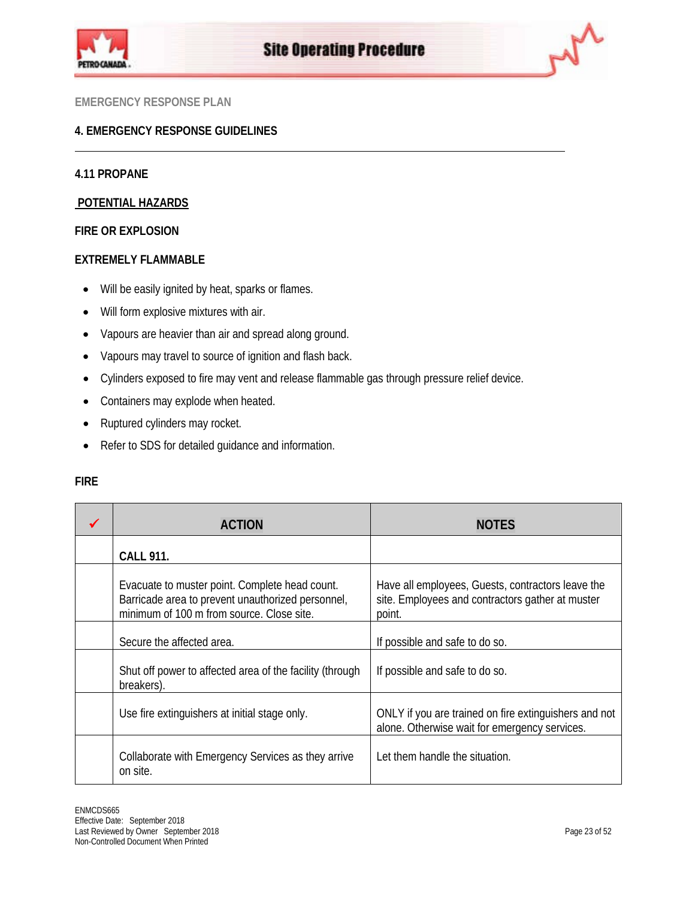EMERGENCY RESPONSE PLAN

## 4. EMERGENCY RESPONSE GUIDELINES

### 4.11 PROPANE

**POTENTIAL HAZARDS**

**FIRE OR EXPLOSION**

**EXTREMELY FLAMMABLE**

- Will be easily ignited by heat, sparks or flames.
- Will form explosive mixtures with air.
- Vapours are heavier than air and spread along ground.
- Vapours may travel to source of ignition and flash back.
- Cylinders exposed to fire may vent and release flammable gas through pressure relief device.
- Containers may explode when heated.
- Ruptured cylinders may rocket.
- Refer to SDS for detailed guidance and information.

**FIRE**

| ✓ | ACTION | NOTES |
|---|---|---|
| | **CALL 911.** | |
| | Evacuate to muster point. Complete head count. Barricade area to prevent unauthorized personnel, minimum of 100 m from source. Close site. | Have all employees, Guests, contractors leave the site. Employees and contractors gather at muster point. |
| | Secure the affected area. | If possible and safe to do so. |
| | Shut off power to affected area of the facility (through breakers). | If possible and safe to do so. |
| | Use fire extinguishers at initial stage only. | ONLY if you are trained on fire extinguishers and not alone. Otherwise wait for emergency services. |
| | Collaborate with Emergency Services as they arrive on site. | Let them handle the situation. |

ENMCDS665
Effective Date: September 2018
Last Reviewed by Owner September 2018
Non-Controlled Document When Printed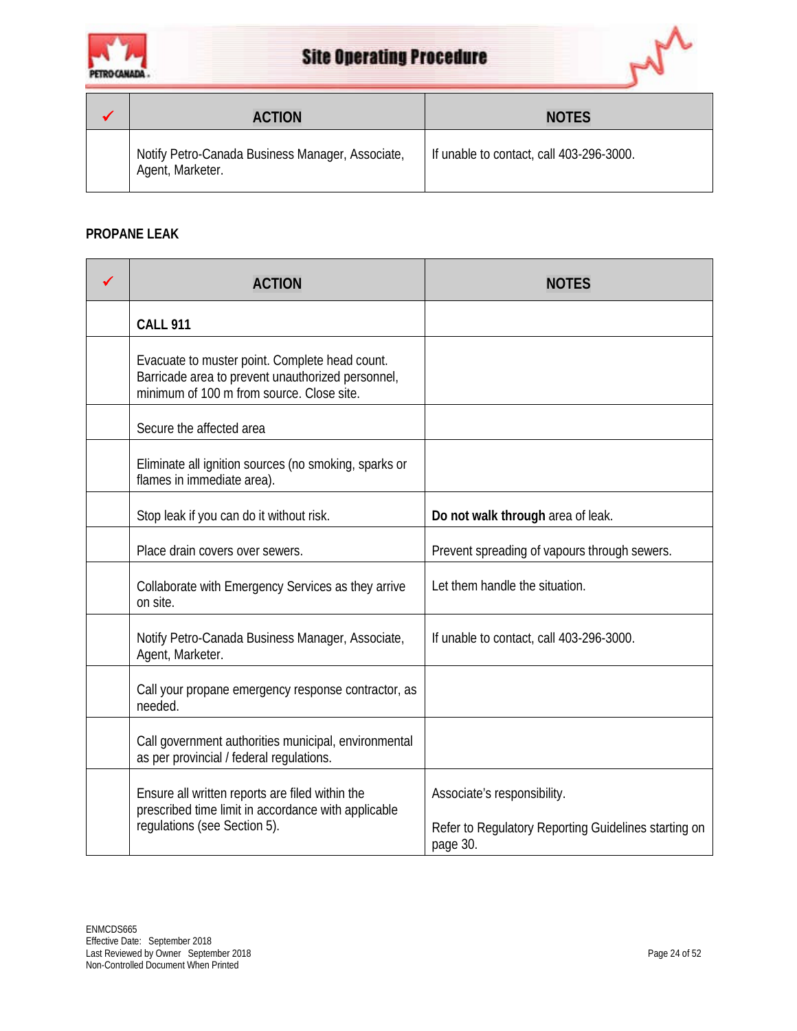| ✓ | ACTION | NOTES |
|---|---|---|
| | Notify Petro-Canada Business Manager, Associate, Agent, Marketer. | If unable to contact, call 403-296-3000. |

**PROPANE LEAK**

| ✓ | ACTION | NOTES |
|---|---|---|
| | **CALL 911** | |
| | Evacuate to muster point. Complete head count. Barricade area to prevent unauthorized personnel, minimum of 100 m from source. Close site. | |
| | Secure the affected area | |
| | Eliminate all ignition sources (no smoking, sparks or flames in immediate area). | |
| | Stop leak if you can do it without risk. | **Do not walk through** area of leak. |
| | Place drain covers over sewers. | Prevent spreading of vapours through sewers. |
| | Collaborate with Emergency Services as they arrive on site. | Let them handle the situation. |
| | Notify Petro-Canada Business Manager, Associate, Agent, Marketer. | If unable to contact, call 403-296-3000. |
| | Call your propane emergency response contractor, as needed. | |
| | Call government authorities municipal, environmental as per provincial / federal regulations. | |
| | Ensure all written reports are filed within the prescribed time limit in accordance with applicable regulations (see Section 5). | Associate's responsibility.<br><br>Refer to Regulatory Reporting Guidelines starting on page 30. |

ENMCDS665
Effective Date: September 2018
Last Reviewed by Owner September 2018
Non-Controlled Document When Printed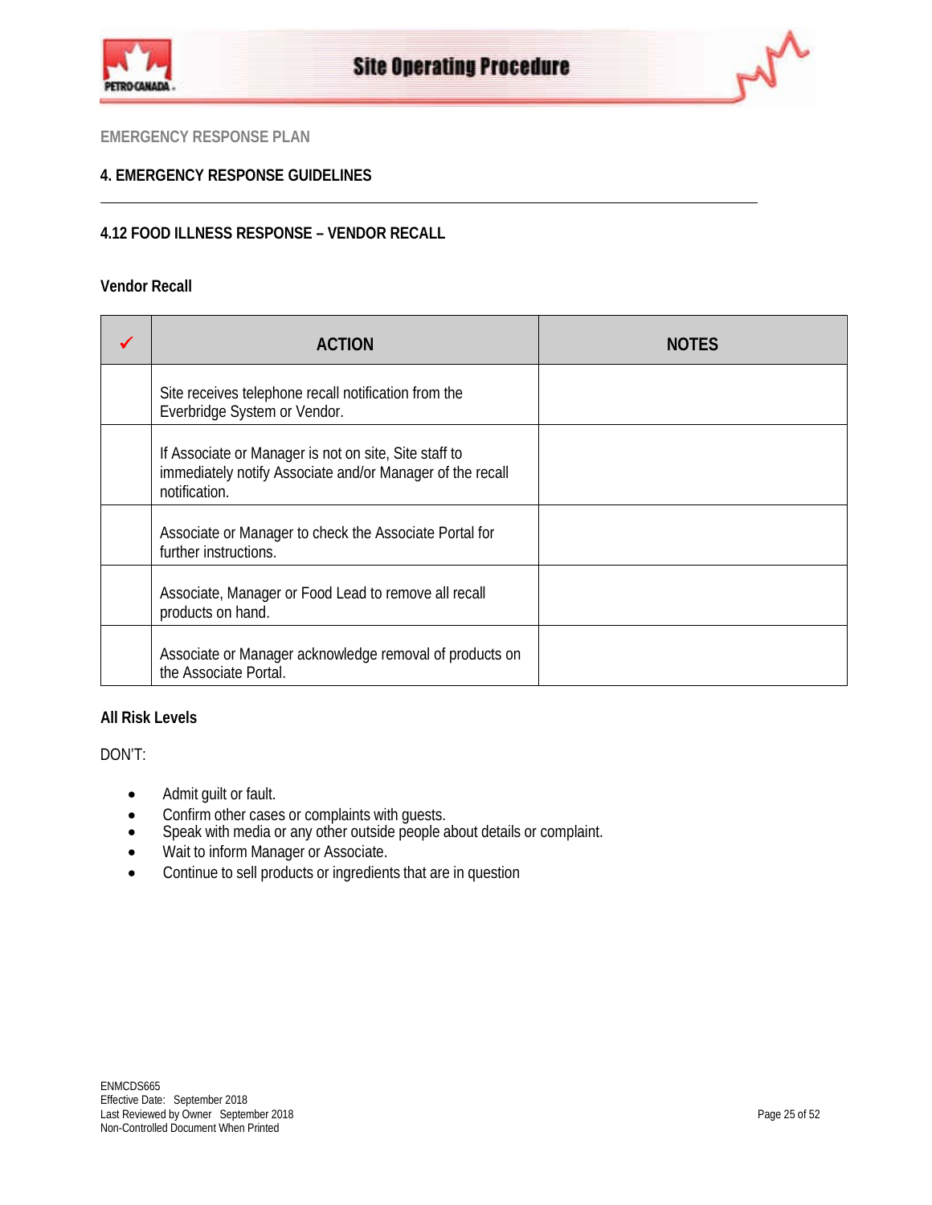EMERGENCY RESPONSE PLAN

## 4. EMERGENCY RESPONSE GUIDELINES

### 4.12 FOOD ILLNESS RESPONSE – VENDOR RECALL

**Vendor Recall**

| ✓ | ACTION | NOTES |
|---|---|---|
| | Site receives telephone recall notification from the Everbridge System or Vendor. | |
| | If Associate or Manager is not on site, Site staff to immediately notify Associate and/or Manager of the recall notification. | |
| | Associate or Manager to check the Associate Portal for further instructions. | |
| | Associate, Manager or Food Lead to remove all recall products on hand. | |
| | Associate or Manager acknowledge removal of products on the Associate Portal. | |

**All Risk Levels**

DON'T:

- Admit guilt or fault.
- Confirm other cases or complaints with guests.
- Speak with media or any other outside people about details or complaint.
- Wait to inform Manager or Associate.
- Continue to sell products or ingredients that are in question

ENMCDS665
Effective Date: September 2018
Last Reviewed by Owner September 2018
Non-Controlled Document When Printed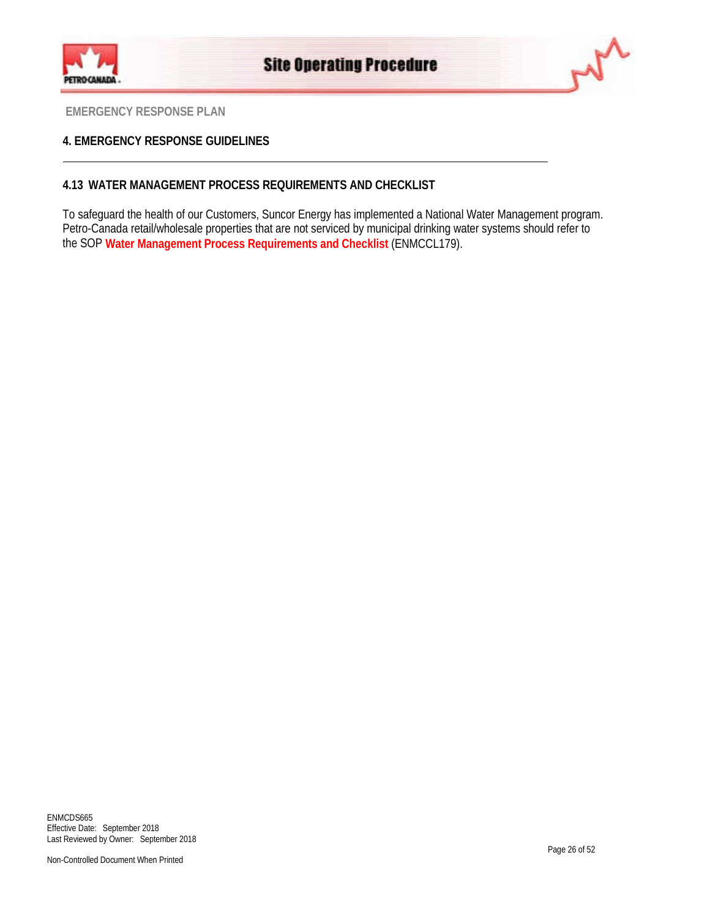EMERGENCY RESPONSE PLAN

## 4. EMERGENCY RESPONSE GUIDELINES

### 4.13 WATER MANAGEMENT PROCESS REQUIREMENTS AND CHECKLIST

To safeguard the health of our Customers, Suncor Energy has implemented a National Water Management program. Petro-Canada retail/wholesale properties that are not serviced by municipal drinking water systems should refer to the SOP **Water Management Process Requirements and Checklist** (ENMCCL179).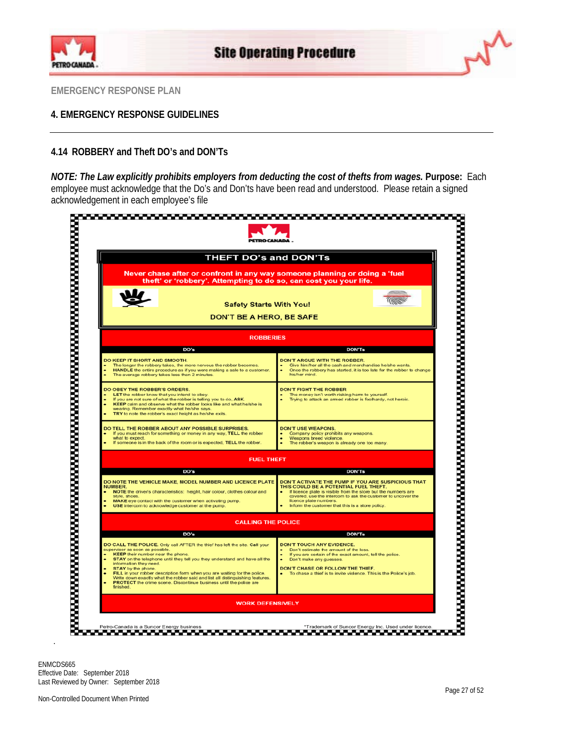EMERGENCY RESPONSE PLAN

## 4. EMERGENCY RESPONSE GUIDELINES

### 4.14 ROBBERY and Theft DO's and DON'Ts

***NOTE: The Law explicitly prohibits employers from deducting the cost of thefts from wages.*** **Purpose:** Each employee must acknowledge that the Do's and Don'ts have been read and understood. Please retain a signed acknowledgement in each employee's file

PETRO-CANADA

**THEFT DO's and DON'Ts**

**Never chase after or confront in any way someone planning or doing a 'fuel theft' or 'robbery'. Attempting to do so, can cost you your life.**

**Safety Starts With You!**

**DON'T BE A HERO, BE SAFE**

**ROBBERIES**

| DO's | DON'Ts |
|---|---|
| **DO KEEP IT SHORT AND SMOOTH.**<br>• The longer the robbery takes, the more nervous the robber becomes.<br>• **HANDLE** the entire procedure as if you were making a sale to a customer.<br>• The average robbery takes less than 2 minutes. | **DON'T ARGUE WITH THE ROBBER.**<br>• Give him/her all the cash and merchandise he/she wants.<br>• Once the robbery has started, it is too late for the robber to change he/her mind. |
| **DO OBEY THE ROBBER'S ORDERS.**<br>• **LET** the robber know that you intend to obey.<br>• If you are not sure of what the robber is telling you to do, **ASK**.<br>• **KEEP** calm and observe what the robber looks like and what he/she is wearing. Remember exactly what he/she says.<br>• **TRY** to note the robber's exact height as he/she exits. | **DON'T FIGHT THE ROBBER**<br>• The money isn't worth risking harm to yourself.<br>• Trying to attack an armed robber is foolhardy, not heroic. |
| **DO TELL THE ROBBER ABOUT ANY POSSIBLE SURPRISES.**<br>• If you must reach for something or money in any way, **TELL** the robber what to expect.<br>• If someone is in the back of the room or is expected, **TELL** the robber. | **DON'T USE WEAPONS.**<br>• Company policy prohibits any weapons.<br>• Weapons breed violence.<br>• The robber's weapon is already one too many. |

**FUEL THEFT**

| DO's | DON'Ts |
|---|---|
| **DO NOTE THE VEHICLE MAKE, MODEL NUMBER AND LICENCE PLATE NUMBER.**<br>• **NOTE** the drivers characteristics: height, hair colour, clothes colour and style, shoes.<br>• **MAKE** eye contact with the customer when activating pump.<br>• **USE** intercom to acknowledge customer at the pump. | **DON'T ACTIVATE THE PUMP IF YOU ARE SUSPICIOUS THAT THIS COULD BE A POTENTIAL FUEL THEFT.**<br>• If licence plate is visible from the store but the numbers are covered, use the intercom to ask the customer to uncover the licence plate numbers.<br>• Inform the customer that this is a store policy. |

**CALLING THE POLICE**

| DO's | DON'Ts |
|---|---|
| **DO CALL THE POLICE.** Only call AFTER the thief has left the site. **Call** your supervisor as soon as possible.<br>• **KEEP** their number near the phone.<br>• **STAY** on the telephone until they tell you they understand and have all the information they need.<br>• **STAY** by the phone.<br>• **FILL** in your robber description form when you are waiting for the police. Write down exactly what the robber said and list all distinguishing features.<br>• **PROTECT** the crime scene. Discontinue business until the police are finished. | **DON'T TOUCH ANY EVIDENCE.**<br>• Don't estimate the amount of the loss.<br>• If you are certain of the exact amount, tell the police.<br>• Don't make any guesses.<br><br>**DON'T CHASE OR FOLLOW THE THIEF.**<br>• To chase a thief is to invite violence. This is the Police's job. |

**WORK DEFENSIVELY**

Petro-Canada is a Suncor Energy business | *Trademark of Suncor Energy Inc. Used under licence.

ENMCDS665
Effective Date: September 2018
Last Reviewed by Owner: September 2018

Non-Controlled Document When Printed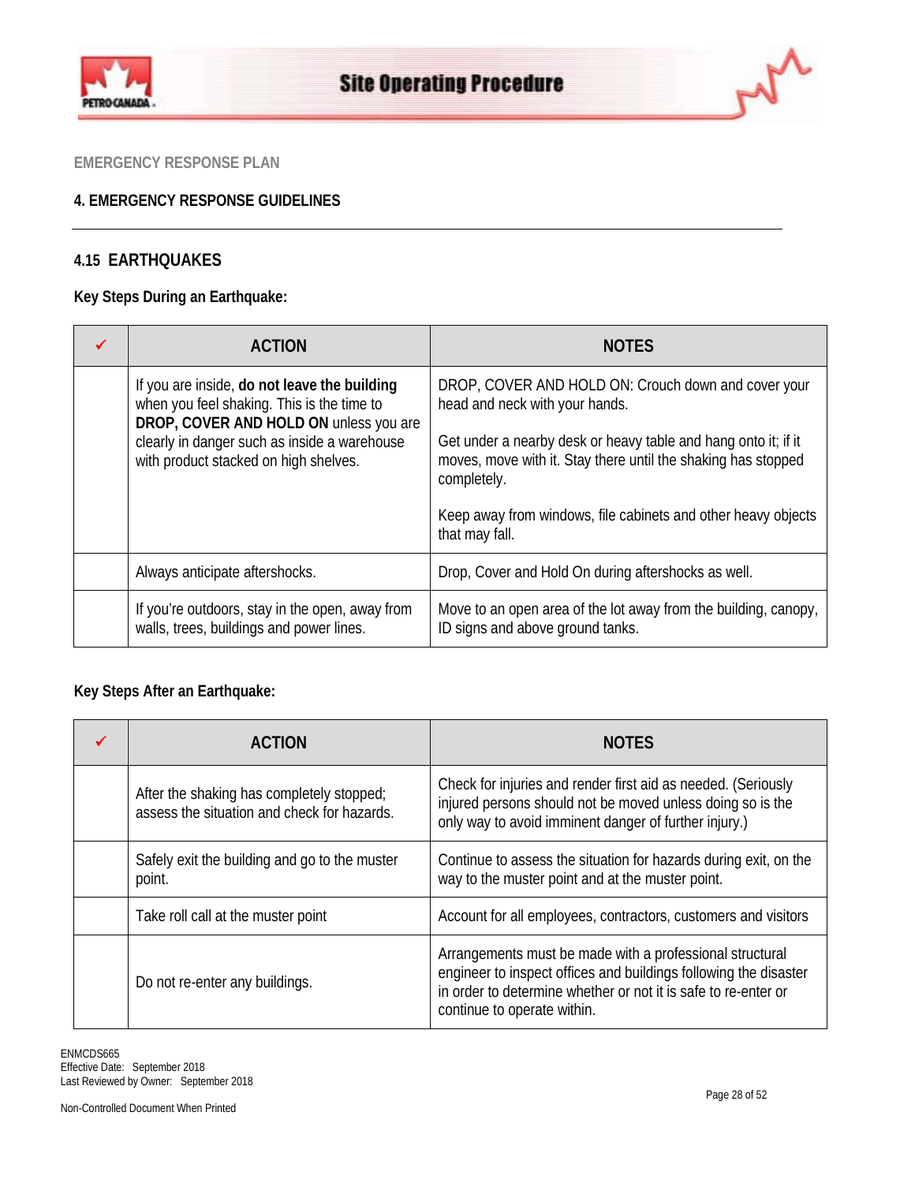EMERGENCY RESPONSE PLAN

**4. EMERGENCY RESPONSE GUIDELINES**

## 4.15 EARTHQUAKES

**Key Steps During an Earthquake:**

| ✓ | ACTION | NOTES |
|---|---|---|
| | If you are inside, **do not leave the building** when you feel shaking. This is the time to **DROP, COVER AND HOLD ON** unless you are clearly in danger such as inside a warehouse with product stacked on high shelves. | DROP, COVER AND HOLD ON: Crouch down and cover your head and neck with your hands.<br><br>Get under a nearby desk or heavy table and hang onto it; if it moves, move with it. Stay there until the shaking has stopped completely.<br><br>Keep away from windows, file cabinets and other heavy objects that may fall. |
| | Always anticipate aftershocks. | Drop, Cover and Hold On during aftershocks as well. |
| | If you're outdoors, stay in the open, away from walls, trees, buildings and power lines. | Move to an open area of the lot away from the building, canopy, ID signs and above ground tanks. |

**Key Steps After an Earthquake:**

| ✓ | ACTION | NOTES |
|---|---|---|
| | After the shaking has completely stopped; assess the situation and check for hazards. | Check for injuries and render first aid as needed. (Seriously injured persons should not be moved unless doing so is the only way to avoid imminent danger of further injury.) |
| | Safely exit the building and go to the muster point. | Continue to assess the situation for hazards during exit, on the way to the muster point and at the muster point. |
| | Take roll call at the muster point | Account for all employees, contractors, customers and visitors |
| | Do not re-enter any buildings. | Arrangements must be made with a professional structural engineer to inspect offices and buildings following the disaster in order to determine whether or not it is safe to re-enter or continue to operate within. |

ENMCDS665
Effective Date: September 2018
Last Reviewed by Owner: September 2018

Non-Controlled Document When Printed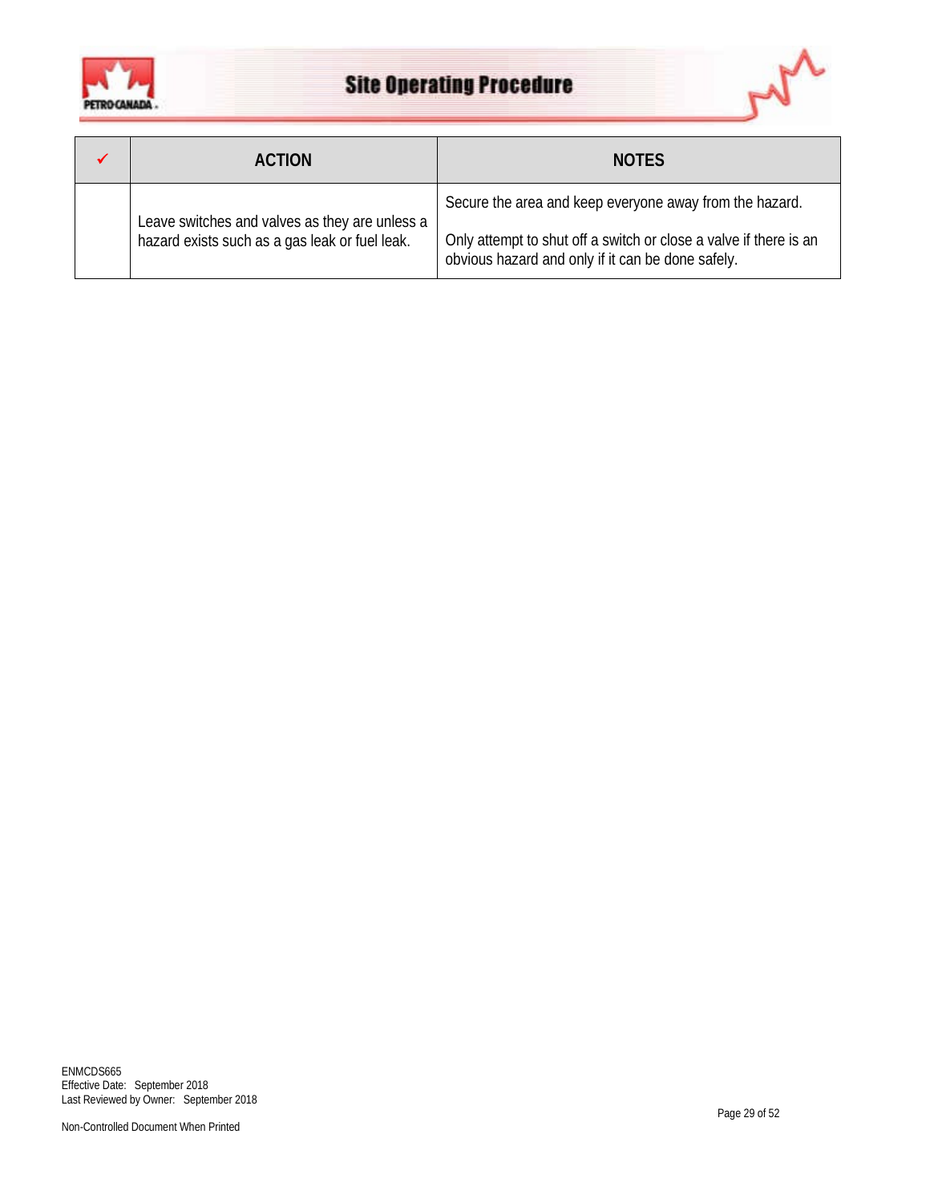| ✓ | ACTION | NOTES |
|---|---|---|
| | Leave switches and valves as they are unless a hazard exists such as a gas leak or fuel leak. | Secure the area and keep everyone away from the hazard.<br><br>Only attempt to shut off a switch or close a valve if there is an obvious hazard and only if it can be done safely. |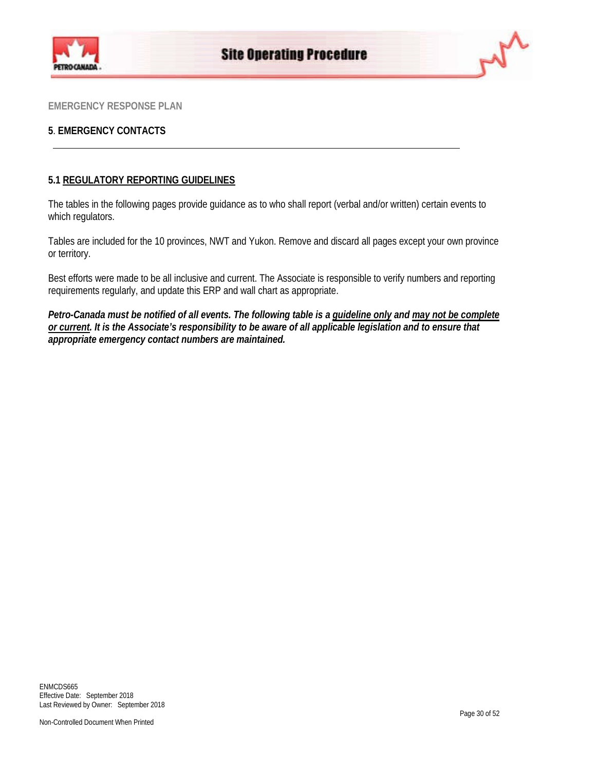EMERGENCY RESPONSE PLAN

## 5. EMERGENCY CONTACTS

### 5.1 REGULATORY REPORTING GUIDELINES

The tables in the following pages provide guidance as to who shall report (verbal and/or written) certain events to which regulators.

Tables are included for the 10 provinces, NWT and Yukon. Remove and discard all pages except your own province or territory.

Best efforts were made to be all inclusive and current. The Associate is responsible to verify numbers and reporting requirements regularly, and update this ERP and wall chart as appropriate.

***Petro-Canada must be notified of all events. The following table is a <u>guideline only</u> and <u>may not be complete or current</u>. It is the Associate's responsibility to be aware of all applicable legislation and to ensure that appropriate emergency contact numbers are maintained.***

ENMCDS665
Effective Date: September 2018
Last Reviewed by Owner: September 2018

Non-Controlled Document When Printed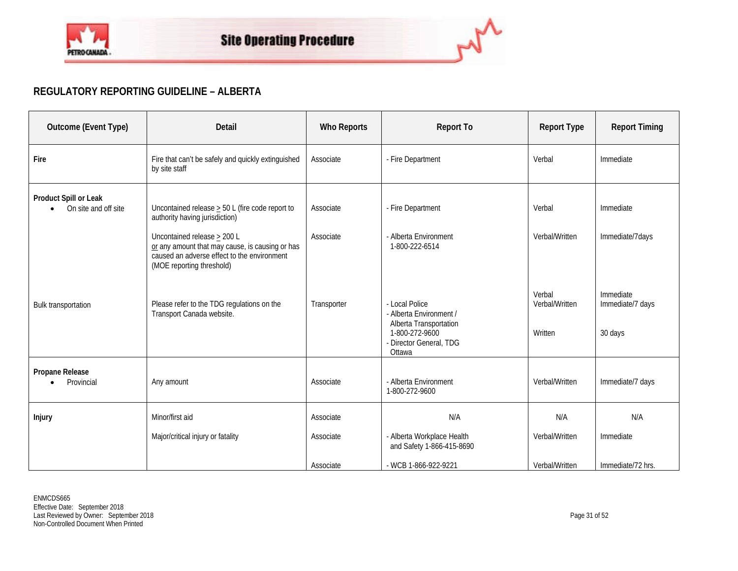## REGULATORY REPORTING GUIDELINE – ALBERTA

| Outcome (Event Type) | Detail | Who Reports | Report To | Report Type | Report Timing |
|---|---|---|---|---|---|
| **Fire** | Fire that can't be safely and quickly extinguished by site staff | Associate | - Fire Department | Verbal | Immediate |
| **Product Spill or Leak**<br>• On site and off site | Uncontained release ≥ 50 L (fire code report to authority having jurisdiction) | Associate | - Fire Department | Verbal | Immediate |
| | Uncontained release ≥ 200 L<br>or any amount that may cause, is causing or has caused an adverse effect to the environment (MOE reporting threshold) | Associate | - Alberta Environment 1-800-222-6514 | Verbal/Written | Immediate/7days |
| Bulk transportation | Please refer to the TDG regulations on the Transport Canada website. | Transporter | - Local Police<br>- Alberta Environment / Alberta Transportation 1-800-272-9600<br>- Director General, TDG Ottawa | Verbal<br>Verbal/Written<br>Written | Immediate<br>Immediate/7 days<br>30 days |
| **Propane Release**<br>• Provincial | Any amount | Associate | - Alberta Environment 1-800-272-9600 | Verbal/Written | Immediate/7 days |
| **Injury** | Minor/first aid | Associate | N/A | N/A | N/A |
| | Major/critical injury or fatality | Associate | - Alberta Workplace Health and Safety 1-866-415-8690 | Verbal/Written | Immediate |
| | | Associate | - WCB 1-866-922-9221 | Verbal/Written | Immediate/72 hrs. |

ENMCDS665
Effective Date: September 2018
Last Reviewed by Owner: September 2018
Non-Controlled Document When Printed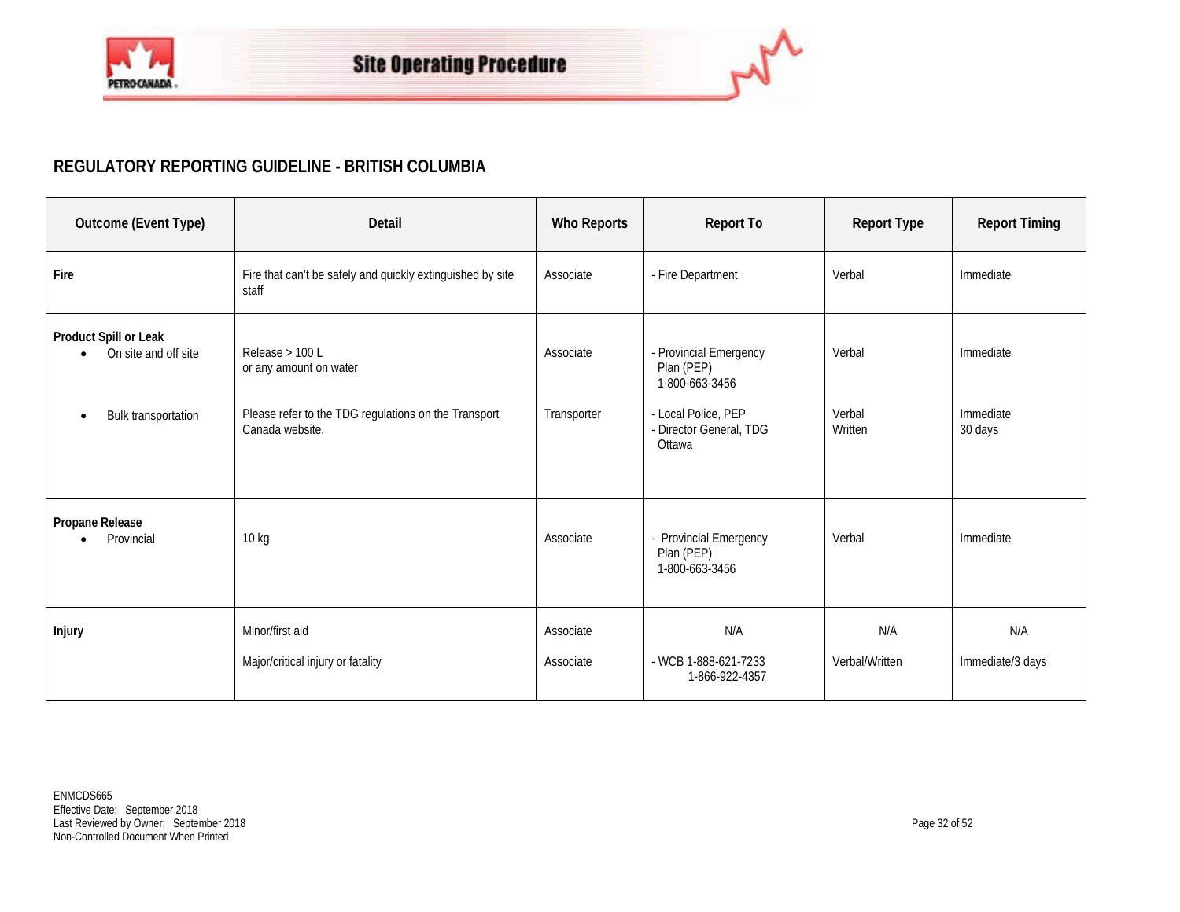## REGULATORY REPORTING GUIDELINE - BRITISH COLUMBIA

| Outcome (Event Type) | Detail | Who Reports | Report To | Report Type | Report Timing |
|---|---|---|---|---|---|
| **Fire** | Fire that can't be safely and quickly extinguished by site staff | Associate | - Fire Department | Verbal | Immediate |
| **Product Spill or Leak**<br>• On site and off site | Release ≥ 100 L<br>or any amount on water | Associate | - Provincial Emergency Plan (PEP)<br>1-800-663-3456 | Verbal | Immediate |
| • Bulk transportation | Please refer to the TDG regulations on the Transport Canada website. | Transporter | - Local Police, PEP<br>- Director General, TDG Ottawa | Verbal<br>Written | Immediate<br>30 days |
| **Propane Release**<br>• Provincial | 10 kg | Associate | - Provincial Emergency Plan (PEP)<br>1-800-663-3456 | Verbal | Immediate |
| **Injury** | Minor/first aid | Associate | N/A | N/A | N/A |
| | Major/critical injury or fatality | Associate | - WCB 1-888-621-7233<br>1-866-922-4357 | Verbal/Written | Immediate/3 days |

ENMCDS665
Effective Date: September 2018
Last Reviewed by Owner: September 2018
Non-Controlled Document When Printed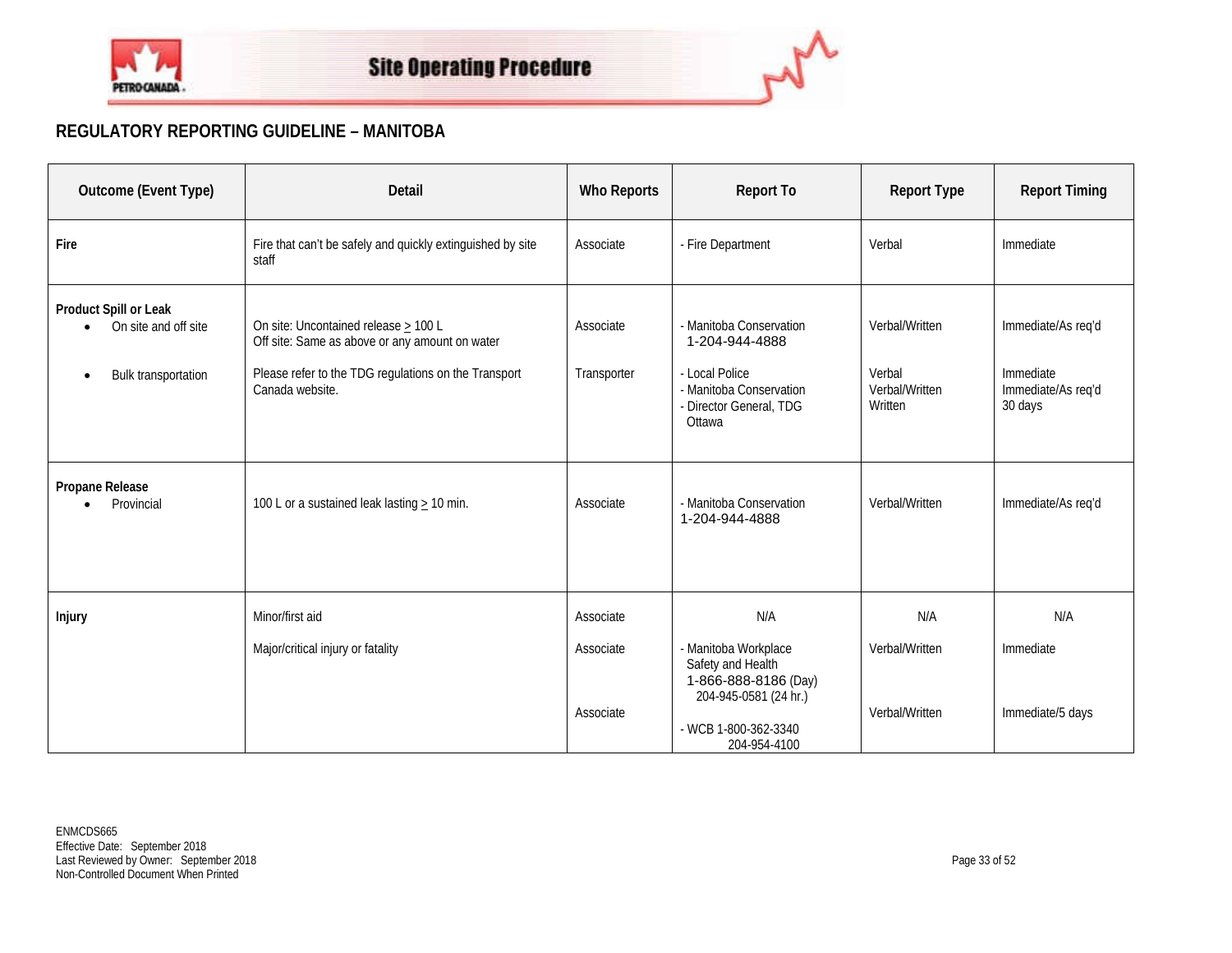Site Operating Procedure

## REGULATORY REPORTING GUIDELINE – MANITOBA

| Outcome (Event Type) | Detail | Who Reports | Report To | Report Type | Report Timing |
|---|---|---|---|---|---|
| **Fire** | Fire that can't be safely and quickly extinguished by site staff | Associate | - Fire Department | Verbal | Immediate |
| **Product Spill or Leak**<br>• On site and off site | On site: Uncontained release ≥ 100 L<br>Off site: Same as above or any amount on water | Associate | - Manitoba Conservation 1-204-944-4888 | Verbal/Written | Immediate/As req'd |
| • Bulk transportation | Please refer to the TDG regulations on the Transport Canada website. | Transporter | - Local Police<br>- Manitoba Conservation<br>- Director General, TDG Ottawa | Verbal<br>Verbal/Written<br>Written | Immediate<br>Immediate/As req'd<br>30 days |
| **Propane Release**<br>• Provincial | 100 L or a sustained leak lasting ≥ 10 min. | Associate | - Manitoba Conservation 1-204-944-4888 | Verbal/Written | Immediate/As req'd |
| **Injury** | Minor/first aid | Associate | N/A | N/A | N/A |
| | Major/critical injury or fatality | Associate | - Manitoba Workplace Safety and Health 1-866-888-8186 (Day) 204-945-0581 (24 hr.) | Verbal/Written | Immediate |
| | | Associate | - WCB 1-800-362-3340 204-954-4100 | Verbal/Written | Immediate/5 days |

ENMCDS665
Effective Date: September 2018
Last Reviewed by Owner: September 2018
Non-Controlled Document When Printed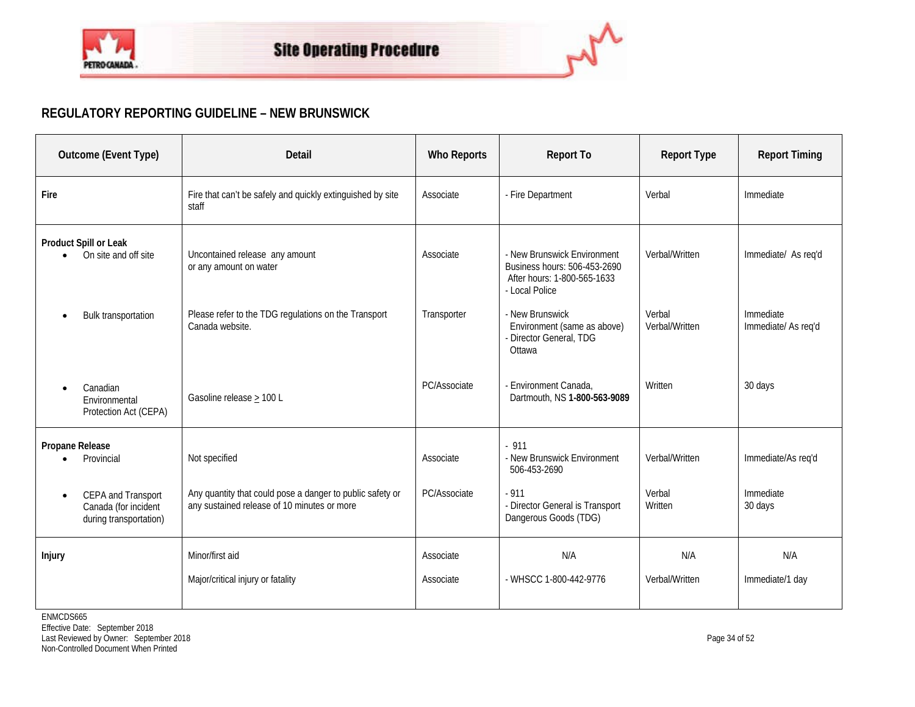Site Operating Procedure

## REGULATORY REPORTING GUIDELINE – NEW BRUNSWICK

| Outcome (Event Type) | Detail | Who Reports | Report To | Report Type | Report Timing |
|---|---|---|---|---|---|
| **Fire** | Fire that can't be safely and quickly extinguished by site staff | Associate | - Fire Department | Verbal | Immediate |
| **Product Spill or Leak**<br>• On site and off site | Uncontained release any amount or any amount on water | Associate | - New Brunswick Environment Business hours: 506-453-2690 After hours: 1-800-565-1633<br>- Local Police | Verbal/Written | Immediate/ As req'd |
| • Bulk transportation | Please refer to the TDG regulations on the Transport Canada website. | Transporter | - New Brunswick Environment (same as above)<br>- Director General, TDG Ottawa | Verbal<br>Verbal/Written | Immediate<br>Immediate/ As req'd |
| • Canadian Environmental Protection Act (CEPA) | Gasoline release $\geq$ 100 L | PC/Associate | - Environment Canada, Dartmouth, NS **1-800-563-9089** | Written | 30 days |
| **Propane Release**<br>• Provincial | Not specified | Associate | - 911<br>- New Brunswick Environment 506-453-2690 | Verbal/Written | Immediate/As req'd |
| • CEPA and Transport Canada (for incident during transportation) | Any quantity that could pose a danger to public safety or any sustained release of 10 minutes or more | PC/Associate | - 911<br>- Director General is Transport Dangerous Goods (TDG) | Verbal<br>Written | Immediate<br>30 days |
| **Injury** | Minor/first aid<br><br>Major/critical injury or fatality | Associate<br><br>Associate | N/A<br><br>- WHSCC 1-800-442-9776 | N/A<br><br>Verbal/Written | N/A<br><br>Immediate/1 day |

ENMCDS665
Effective Date: September 2018
Last Reviewed by Owner: September 2018
Non-Controlled Document When Printed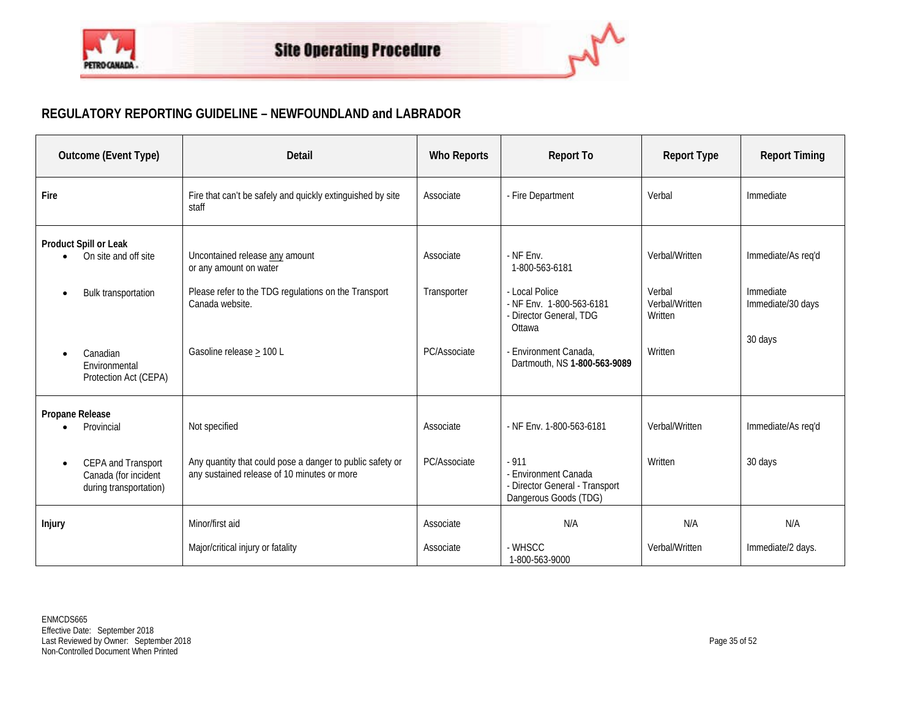## REGULATORY REPORTING GUIDELINE – NEWFOUNDLAND and LABRADOR

| Outcome (Event Type) | Detail | Who Reports | Report To | Report Type | Report Timing |
|---|---|---|---|---|---|
| **Fire** | Fire that can't be safely and quickly extinguished by site staff | Associate | - Fire Department | Verbal | Immediate |
| **Product Spill or Leak**<br>• On site and off site | Uncontained release <u>any</u> amount or any amount on water | Associate | - NF Env. 1-800-563-6181 | Verbal/Written | Immediate/As req'd |
| • Bulk transportation | Please refer to the TDG regulations on the Transport Canada website. | Transporter | - Local Police<br>- NF Env. 1-800-563-6181<br>- Director General, TDG Ottawa | Verbal<br>Verbal/Written<br>Written | Immediate<br>Immediate/30 days |
| • Canadian Environmental Protection Act (CEPA) | Gasoline release ≥ 100 L | PC/Associate | - Environment Canada, Dartmouth, NS **1-800-563-9089** | Written | 30 days |
| **Propane Release**<br>• Provincial | Not specified | Associate | - NF Env. 1-800-563-6181 | Verbal/Written | Immediate/As req'd |
| • CEPA and Transport Canada (for incident during transportation) | Any quantity that could pose a danger to public safety or any sustained release of 10 minutes or more | PC/Associate | - 911<br>- Environment Canada<br>- Director General - Transport Dangerous Goods (TDG) | Written | 30 days |
| **Injury** | Minor/first aid | Associate | N/A | N/A | N/A |
| | Major/critical injury or fatality | Associate | - WHSCC 1-800-563-9000 | Verbal/Written | Immediate/2 days. |

ENMCDS665
Effective Date: September 2018
Last Reviewed by Owner: September 2018
Non-Controlled Document When Printed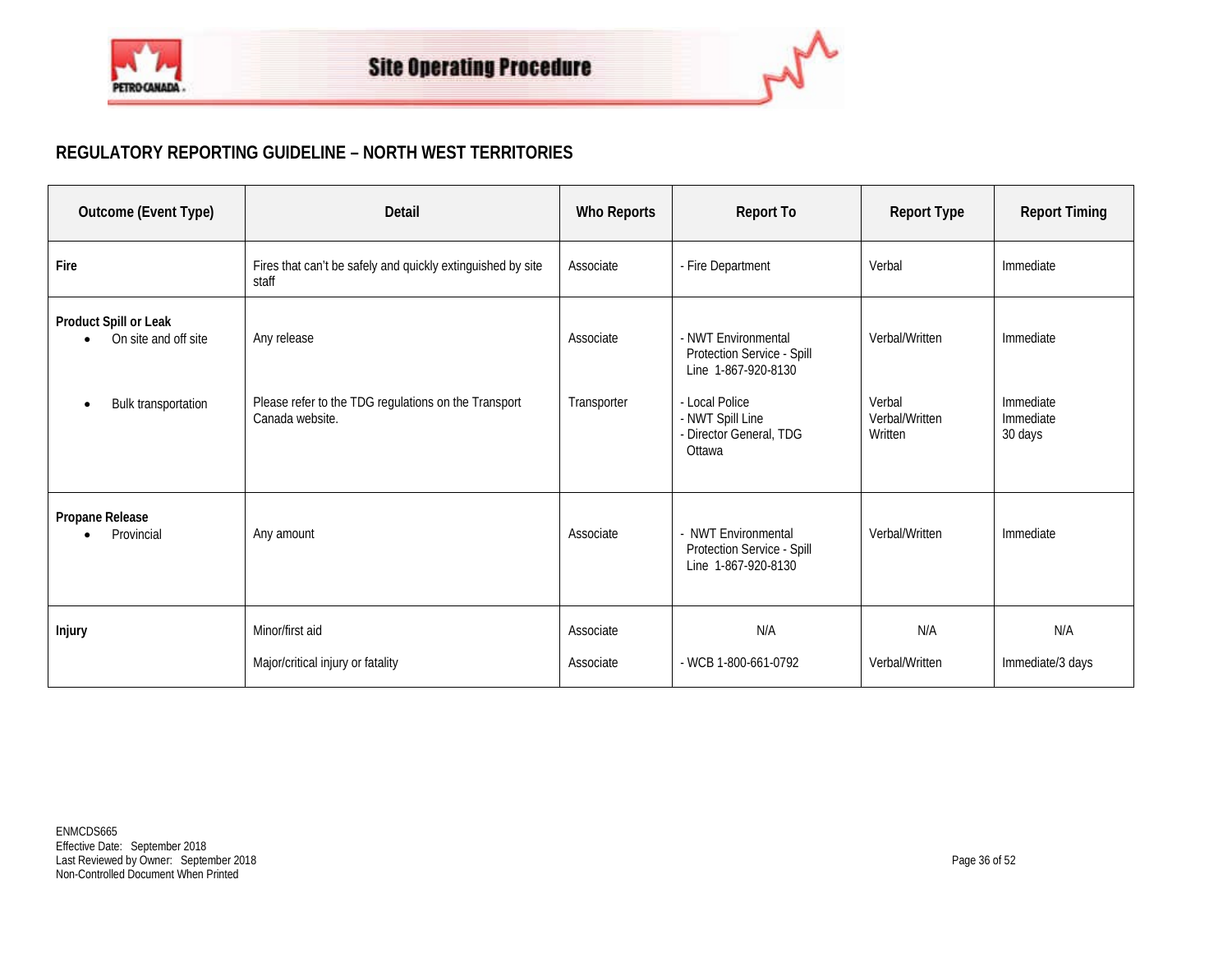## REGULATORY REPORTING GUIDELINE – NORTH WEST TERRITORIES

| Outcome (Event Type) | Detail | Who Reports | Report To | Report Type | Report Timing |
|---|---|---|---|---|---|
| **Fire** | Fires that can't be safely and quickly extinguished by site staff | Associate | - Fire Department | Verbal | Immediate |
| **Product Spill or Leak**<br>• On site and off site | Any release | Associate | - NWT Environmental Protection Service - Spill Line 1-867-920-8130 | Verbal/Written | Immediate |
| • Bulk transportation | Please refer to the TDG regulations on the Transport Canada website. | Transporter | - Local Police<br>- NWT Spill Line<br>- Director General, TDG Ottawa | Verbal<br>Verbal/Written<br>Written | Immediate<br>Immediate<br>30 days |
| **Propane Release**<br>• Provincial | Any amount | Associate | - NWT Environmental Protection Service - Spill Line 1-867-920-8130 | Verbal/Written | Immediate |
| **Injury** | Minor/first aid | Associate | N/A | N/A | N/A |
| | Major/critical injury or fatality | Associate | - WCB 1-800-661-0792 | Verbal/Written | Immediate/3 days |

ENMCDS665
Effective Date: September 2018
Last Reviewed by Owner: September 2018
Non-Controlled Document When Printed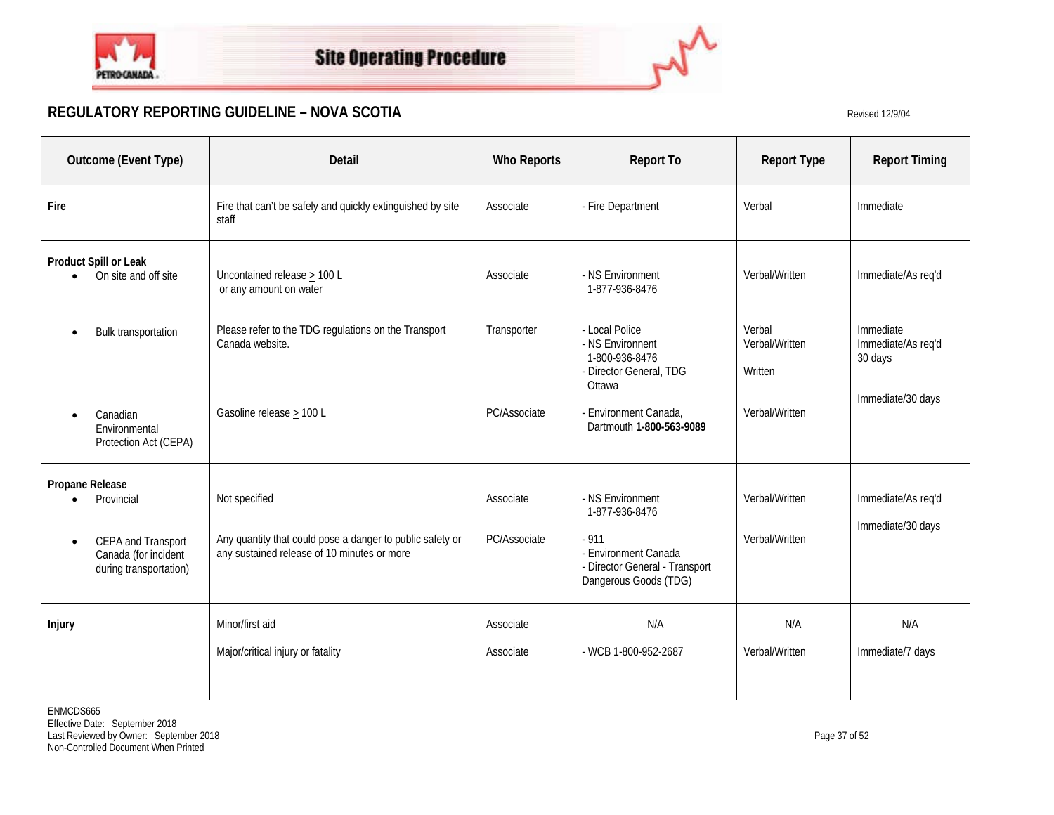# Site Operating Procedure

## REGULATORY REPORTING GUIDELINE – NOVA SCOTIA

Revised 12/9/04

| Outcome (Event Type) | Detail | Who Reports | Report To | Report Type | Report Timing |
|---|---|---|---|---|---|
| **Fire** | Fire that can't be safely and quickly extinguished by site staff | Associate | - Fire Department | Verbal | Immediate |
| **Product Spill or Leak**<br>• On site and off site | Uncontained release ≥ 100 L or any amount on water | Associate | - NS Environment 1-877-936-8476 | Verbal/Written | Immediate/As req'd |
| • Bulk transportation | Please refer to the TDG regulations on the Transport Canada website. | Transporter | - Local Police<br>- NS Environment 1-800-936-8476<br>- Director General, TDG Ottawa | Verbal<br>Verbal/Written<br>Written | Immediate<br>Immediate/As req'd<br>30 days |
| • Canadian Environmental Protection Act (CEPA) | Gasoline release ≥ 100 L | PC/Associate | - Environment Canada, Dartmouth **1-800-563-9089** | Verbal/Written | Immediate/30 days |
| **Propane Release**<br>• Provincial | Not specified | Associate | - NS Environment 1-877-936-8476 | Verbal/Written | Immediate/As req'd |
| • CEPA and Transport Canada (for incident during transportation) | Any quantity that could pose a danger to public safety or any sustained release of 10 minutes or more | PC/Associate | - 911<br>- Environment Canada<br>- Director General - Transport Dangerous Goods (TDG) | Verbal/Written | Immediate/30 days |
| **Injury** | Minor/first aid | Associate | N/A | N/A | N/A |
| | Major/critical injury or fatality | Associate | - WCB 1-800-952-2687 | Verbal/Written | Immediate/7 days |

ENMCDS665
Effective Date: September 2018
Last Reviewed by Owner: September 2018
Non-Controlled Document When Printed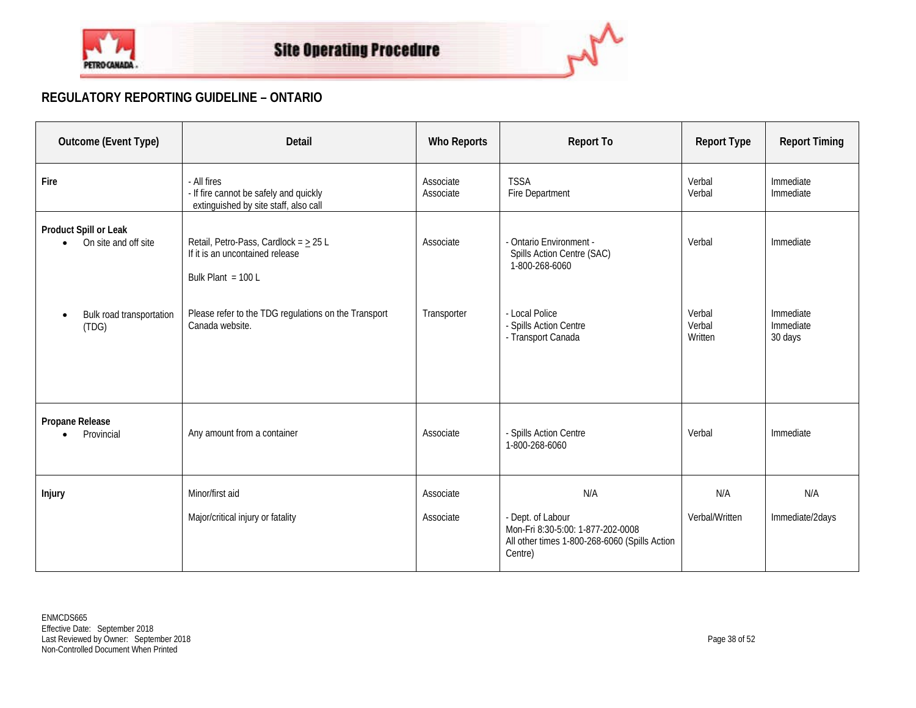Site Operating Procedure

## REGULATORY REPORTING GUIDELINE – ONTARIO

| Outcome (Event Type) | Detail | Who Reports | Report To | Report Type | Report Timing |
|---|---|---|---|---|---|
| **Fire** | - All fires<br>- If fire cannot be safely and quickly extinguished by site staff, also call | Associate<br>Associate | TSSA<br>Fire Department | Verbal<br>Verbal | Immediate<br>Immediate |
| **Product Spill or Leak**<br>• On site and off site | Retail, Petro-Pass, Cardlock = ≥ 25 L<br>If it is an uncontained release<br><br>Bulk Plant = 100 L | Associate | - Ontario Environment - Spills Action Centre (SAC) 1-800-268-6060 | Verbal | Immediate |
| • Bulk road transportation (TDG) | Please refer to the TDG regulations on the Transport Canada website. | Transporter | - Local Police<br>- Spills Action Centre<br>- Transport Canada | Verbal<br>Verbal<br>Written | Immediate<br>Immediate<br>30 days |
| **Propane Release**<br>• Provincial | Any amount from a container | Associate | - Spills Action Centre<br>1-800-268-6060 | Verbal | Immediate |
| **Injury** | Minor/first aid | Associate | N/A | N/A | N/A |
| | Major/critical injury or fatality | Associate | - Dept. of Labour<br>Mon-Fri 8:30-5:00: 1-877-202-0008<br>All other times 1-800-268-6060 (Spills Action Centre) | Verbal/Written | Immediate/2days |

ENMCDS665
Effective Date: September 2018
Last Reviewed by Owner: September 2018
Non-Controlled Document When Printed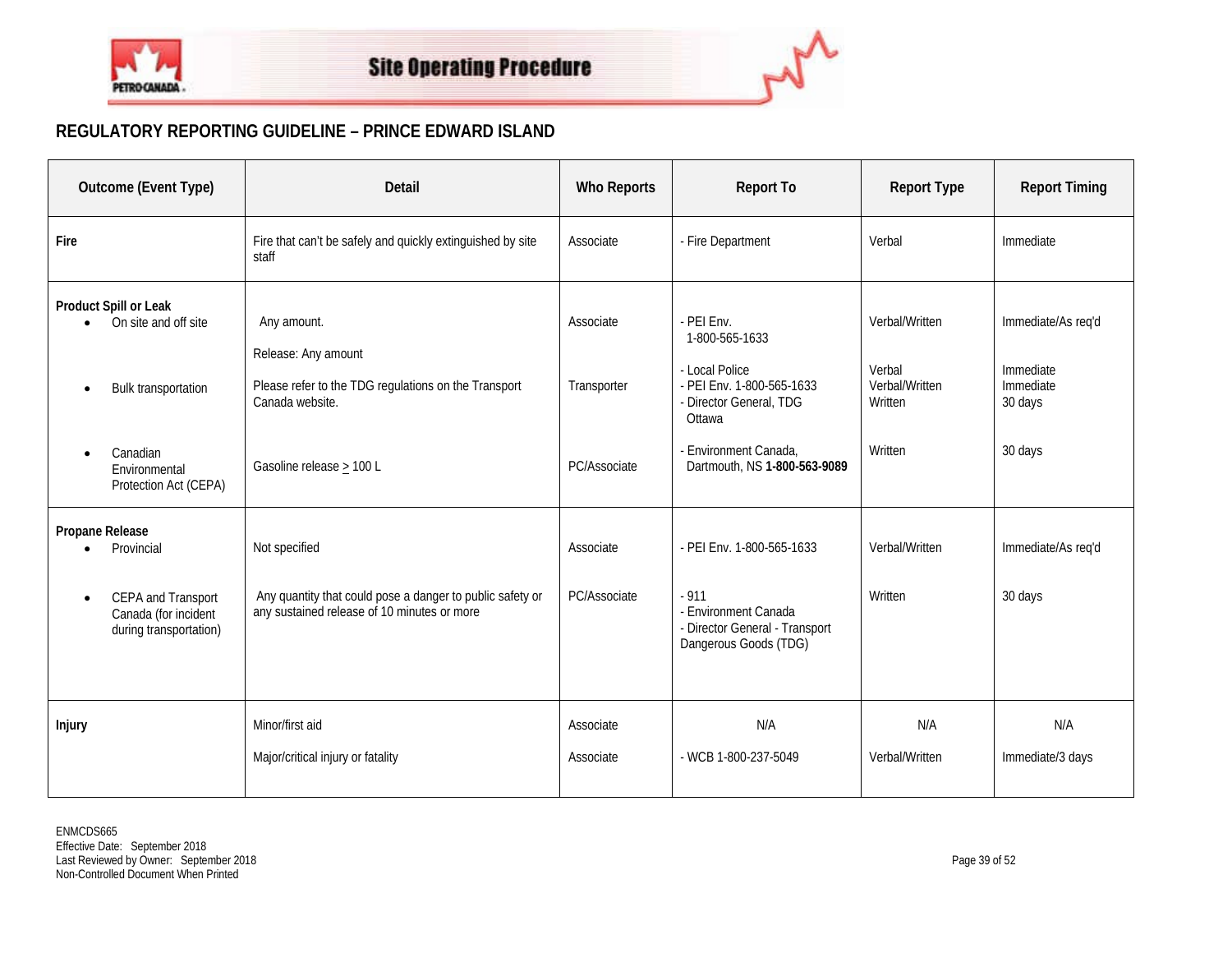Site Operating Procedure

## REGULATORY REPORTING GUIDELINE – PRINCE EDWARD ISLAND

| Outcome (Event Type) | Detail | Who Reports | Report To | Report Type | Report Timing |
|---|---|---|---|---|---|
| **Fire** | Fire that can't be safely and quickly extinguished by site staff | Associate | - Fire Department | Verbal | Immediate |
| **Product Spill or Leak**<br>• On site and off site | Any amount. | Associate | - PEI Env. 1-800-565-1633 | Verbal/Written | Immediate/As req'd |
| • Bulk transportation | Release: Any amount<br><br>Please refer to the TDG regulations on the Transport Canada website. | Transporter | - Local Police<br>- PEI Env. 1-800-565-1633<br>- Director General, TDG Ottawa | Verbal<br>Verbal/Written<br>Written | Immediate<br>Immediate<br>30 days |
| • Canadian Environmental Protection Act (CEPA) | Gasoline release ≥ 100 L | PC/Associate | - Environment Canada, Dartmouth, NS **1-800-563-9089** | Written | 30 days |
| **Propane Release**<br>• Provincial | Not specified | Associate | - PEI Env. 1-800-565-1633 | Verbal/Written | Immediate/As req'd |
| • CEPA and Transport Canada (for incident during transportation) | Any quantity that could pose a danger to public safety or any sustained release of 10 minutes or more | PC/Associate | - 911<br>- Environment Canada<br>- Director General - Transport Dangerous Goods (TDG) | Written | 30 days |
| **Injury** | Minor/first aid | Associate | N/A | N/A | N/A |
| | Major/critical injury or fatality | Associate | - WCB 1-800-237-5049 | Verbal/Written | Immediate/3 days |

ENMCDS665
Effective Date: September 2018
Last Reviewed by Owner: September 2018
Non-Controlled Document When Printed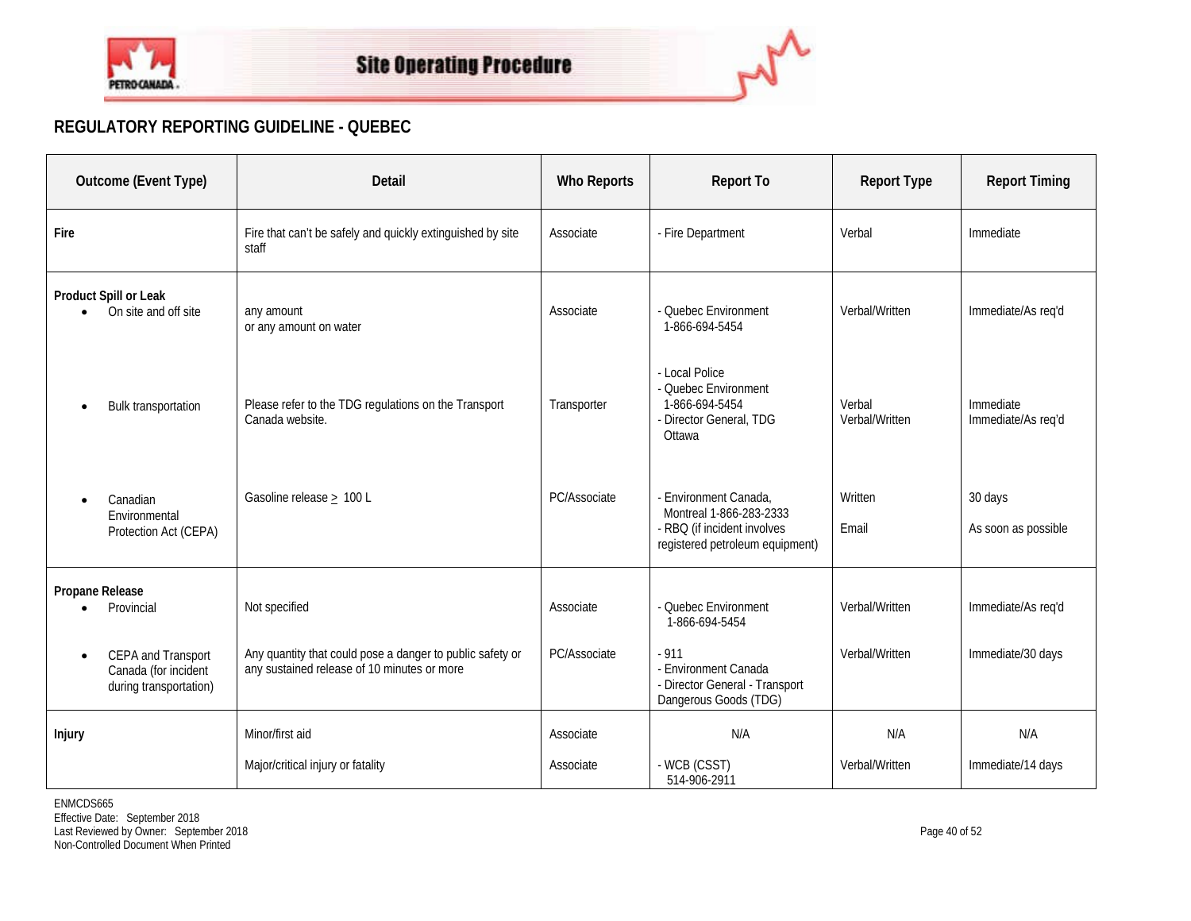Site Operating Procedure

## REGULATORY REPORTING GUIDELINE - QUEBEC

| Outcome (Event Type) | Detail | Who Reports | Report To | Report Type | Report Timing |
|---|---|---|---|---|---|
| **Fire** | Fire that can't be safely and quickly extinguished by site staff | Associate | - Fire Department | Verbal | Immediate |
| **Product Spill or Leak**<br>• On site and off site | any amount<br>or any amount on water | Associate | - Quebec Environment 1-866-694-5454 | Verbal/Written | Immediate/As req'd |
| • Bulk transportation | Please refer to the TDG regulations on the Transport Canada website. | Transporter | - Local Police<br>- Quebec Environment 1-866-694-5454<br>- Director General, TDG Ottawa | Verbal<br>Verbal/Written | Immediate<br>Immediate/As req'd |
| • Canadian Environmental Protection Act (CEPA) | Gasoline release $\geq$ 100 L | PC/Associate | - Environment Canada, Montreal 1-866-283-2333<br>- RBQ (if incident involves registered petroleum equipment) | Written<br>Email | 30 days<br>As soon as possible |
| **Propane Release**<br>• Provincial | Not specified | Associate | - Quebec Environment 1-866-694-5454 | Verbal/Written | Immediate/As req'd |
| • CEPA and Transport Canada (for incident during transportation) | Any quantity that could pose a danger to public safety or any sustained release of 10 minutes or more | PC/Associate | - 911<br>- Environment Canada<br>- Director General - Transport Dangerous Goods (TDG) | Verbal/Written | Immediate/30 days |
| **Injury** | Minor/first aid | Associate | N/A | N/A | N/A |
| | Major/critical injury or fatality | Associate | - WCB (CSST) 514-906-2911 | Verbal/Written | Immediate/14 days |

ENMCDS665
Effective Date: September 2018
Last Reviewed by Owner: September 2018
Non-Controlled Document When Printed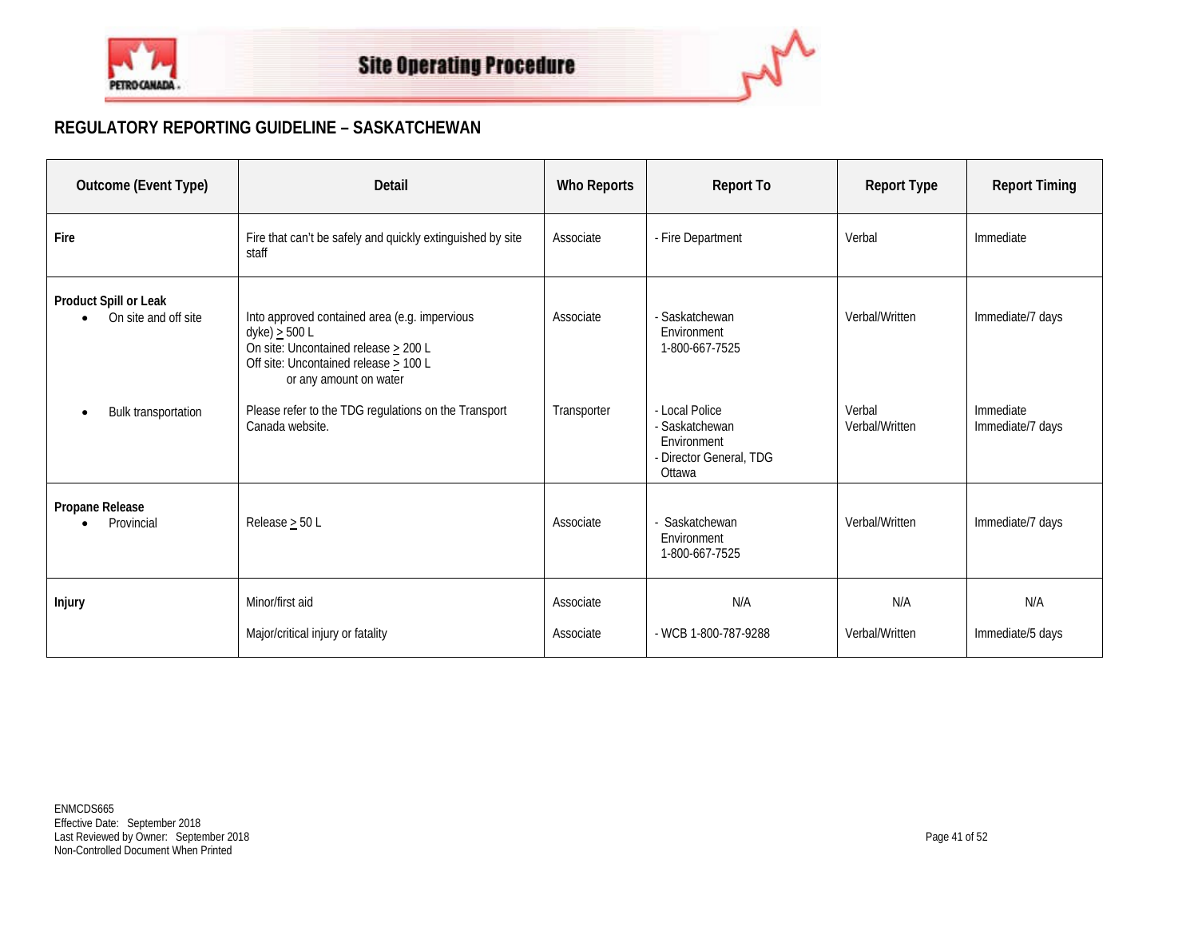Site Operating Procedure

## REGULATORY REPORTING GUIDELINE – SASKATCHEWAN

| Outcome (Event Type) | Detail | Who Reports | Report To | Report Type | Report Timing |
|---|---|---|---|---|---|
| **Fire** | Fire that can't be safely and quickly extinguished by site staff | Associate | - Fire Department | Verbal | Immediate |
| **Product Spill or Leak**<br>• On site and off site | Into approved contained area (e.g. impervious dyke) ≥ 500 L<br>On site: Uncontained release ≥ 200 L<br>Off site: Uncontained release ≥ 100 L or any amount on water | Associate | - Saskatchewan Environment 1-800-667-7525 | Verbal/Written | Immediate/7 days |
| • Bulk transportation | Please refer to the TDG regulations on the Transport Canada website. | Transporter | - Local Police<br>- Saskatchewan Environment<br>- Director General, TDG Ottawa | Verbal<br>Verbal/Written | Immediate<br>Immediate/7 days |
| **Propane Release**<br>• Provincial | Release ≥ 50 L | Associate | - Saskatchewan Environment 1-800-667-7525 | Verbal/Written | Immediate/7 days |
| **Injury** | Minor/first aid | Associate | N/A | N/A | N/A |
| | Major/critical injury or fatality | Associate | - WCB 1-800-787-9288 | Verbal/Written | Immediate/5 days |

ENMCDS665
Effective Date: September 2018
Last Reviewed by Owner: September 2018
Non-Controlled Document When Printed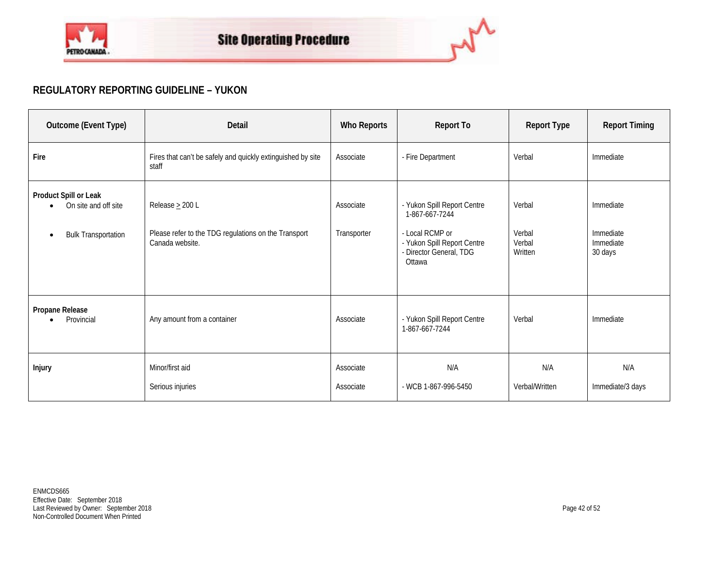## REGULATORY REPORTING GUIDELINE – YUKON

| Outcome (Event Type) | Detail | Who Reports | Report To | Report Type | Report Timing |
|---|---|---|---|---|---|
| **Fire** | Fires that can't be safely and quickly extinguished by site staff | Associate | - Fire Department | Verbal | Immediate |
| **Product Spill or Leak**<br>• On site and off site | Release ≥ 200 L | Associate | - Yukon Spill Report Centre 1-867-667-7244 | Verbal | Immediate |
| • Bulk Transportation | Please refer to the TDG regulations on the Transport Canada website. | Transporter | - Local RCMP or<br>- Yukon Spill Report Centre<br>- Director General, TDG Ottawa | Verbal<br>Verbal<br>Written | Immediate<br>Immediate<br>30 days |
| **Propane Release**<br>• Provincial | Any amount from a container | Associate | - Yukon Spill Report Centre 1-867-667-7244 | Verbal | Immediate |
| **Injury** | Minor/first aid | Associate | N/A | N/A | N/A |
| | Serious injuries | Associate | - WCB 1-867-996-5450 | Verbal/Written | Immediate/3 days |

ENMCDS665
Effective Date: September 2018
Last Reviewed by Owner: September 2018
Non-Controlled Document When Printed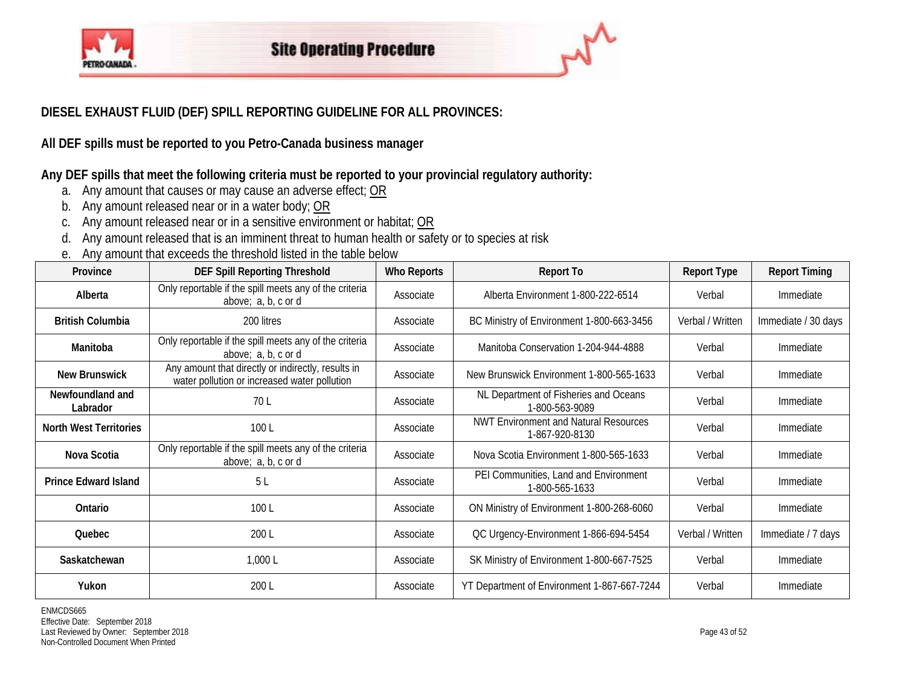## DIESEL EXHAUST FLUID (DEF) SPILL REPORTING GUIDELINE FOR ALL PROVINCES:

**All DEF spills must be reported to you Petro-Canada business manager**

**Any DEF spills that meet the following criteria must be reported to your provincial regulatory authority:**

a. Any amount that causes or may cause an adverse effect; OR
b. Any amount released near or in a water body; OR
c. Any amount released near or in a sensitive environment or habitat; OR
d. Any amount released that is an imminent threat to human health or safety or to species at risk
e. Any amount that exceeds the threshold listed in the table below

| Province | DEF Spill Reporting Threshold | Who Reports | Report To | Report Type | Report Timing |
|---|---|---|---|---|---|
| **Alberta** | Only reportable if the spill meets any of the criteria above; a, b, c or d | Associate | Alberta Environment 1-800-222-6514 | Verbal | Immediate |
| **British Columbia** | 200 litres | Associate | BC Ministry of Environment 1-800-663-3456 | Verbal / Written | Immediate / 30 days |
| **Manitoba** | Only reportable if the spill meets any of the criteria above; a, b, c or d | Associate | Manitoba Conservation 1-204-944-4888 | Verbal | Immediate |
| **New Brunswick** | Any amount that directly or indirectly, results in water pollution or increased water pollution | Associate | New Brunswick Environment 1-800-565-1633 | Verbal | Immediate |
| **Newfoundland and Labrador** | 70 L | Associate | NL Department of Fisheries and Oceans 1-800-563-9089 | Verbal | Immediate |
| **North West Territories** | 100 L | Associate | NWT Environment and Natural Resources 1-867-920-8130 | Verbal | Immediate |
| **Nova Scotia** | Only reportable if the spill meets any of the criteria above; a, b, c or d | Associate | Nova Scotia Environment 1-800-565-1633 | Verbal | Immediate |
| **Prince Edward Island** | 5 L | Associate | PEI Communities, Land and Environment 1-800-565-1633 | Verbal | Immediate |
| **Ontario** | 100 L | Associate | ON Ministry of Environment 1-800-268-6060 | Verbal | Immediate |
| **Quebec** | 200 L | Associate | QC Urgency-Environment 1-866-694-5454 | Verbal / Written | Immediate / 7 days |
| **Saskatchewan** | 1,000 L | Associate | SK Ministry of Environment 1-800-667-7525 | Verbal | Immediate |
| **Yukon** | 200 L | Associate | YT Department of Environment 1-867-667-7244 | Verbal | Immediate |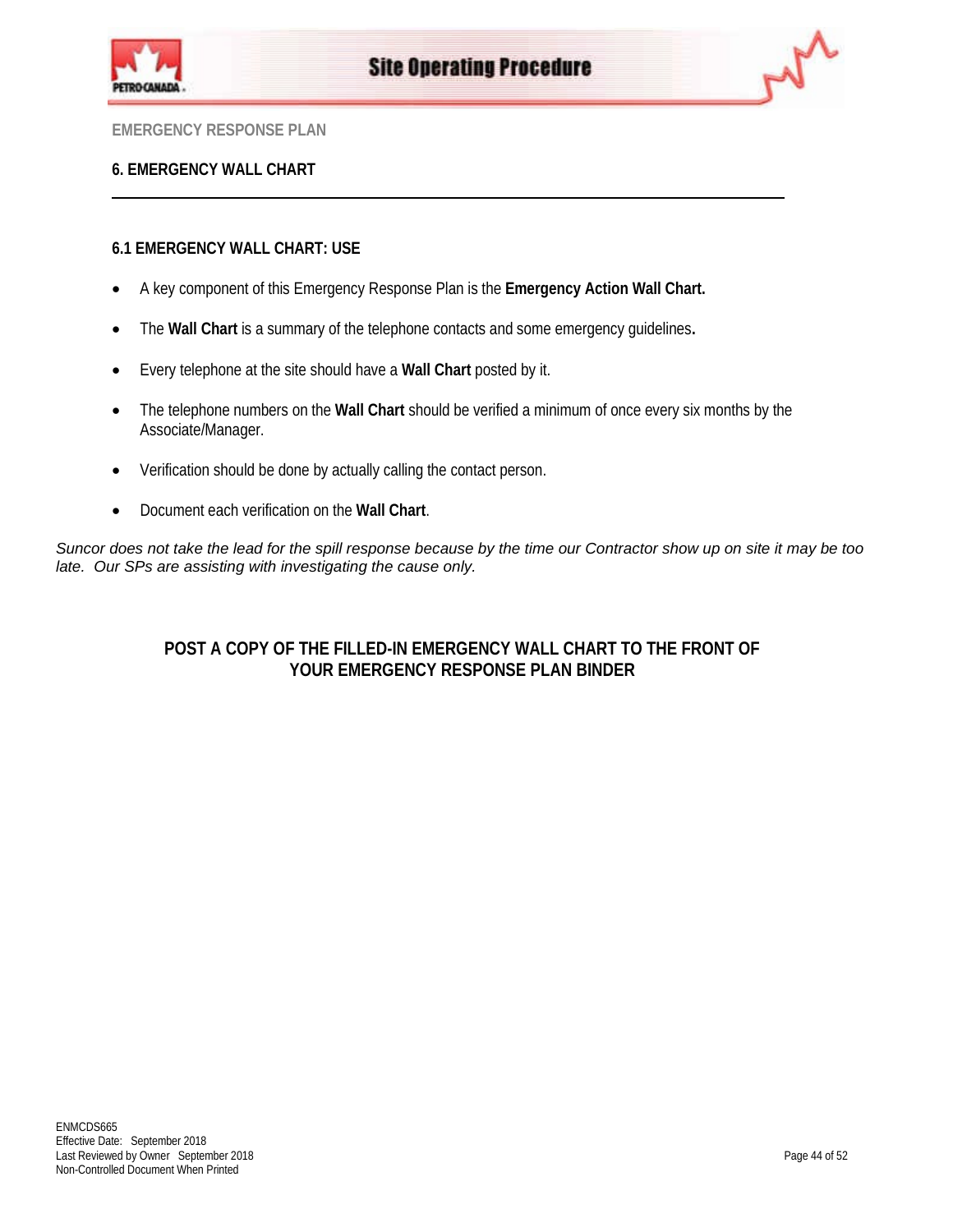EMERGENCY RESPONSE PLAN

# 6. EMERGENCY WALL CHART

## 6.1 EMERGENCY WALL CHART: USE

- A key component of this Emergency Response Plan is the **Emergency Action Wall Chart.**
- The **Wall Chart** is a summary of the telephone contacts and some emergency guidelines**.**
- Every telephone at the site should have a **Wall Chart** posted by it.
- The telephone numbers on the **Wall Chart** should be verified a minimum of once every six months by the Associate/Manager.
- Verification should be done by actually calling the contact person.
- Document each verification on the **Wall Chart**.

*Suncor does not take the lead for the spill response because by the time our Contractor show up on site it may be too late. Our SPs are assisting with investigating the cause only.*

**POST A COPY OF THE FILLED-IN EMERGENCY WALL CHART TO THE FRONT OF YOUR EMERGENCY RESPONSE PLAN BINDER**

ENMCDS665
Effective Date: September 2018
Last Reviewed by Owner September 2018
Non-Controlled Document When Printed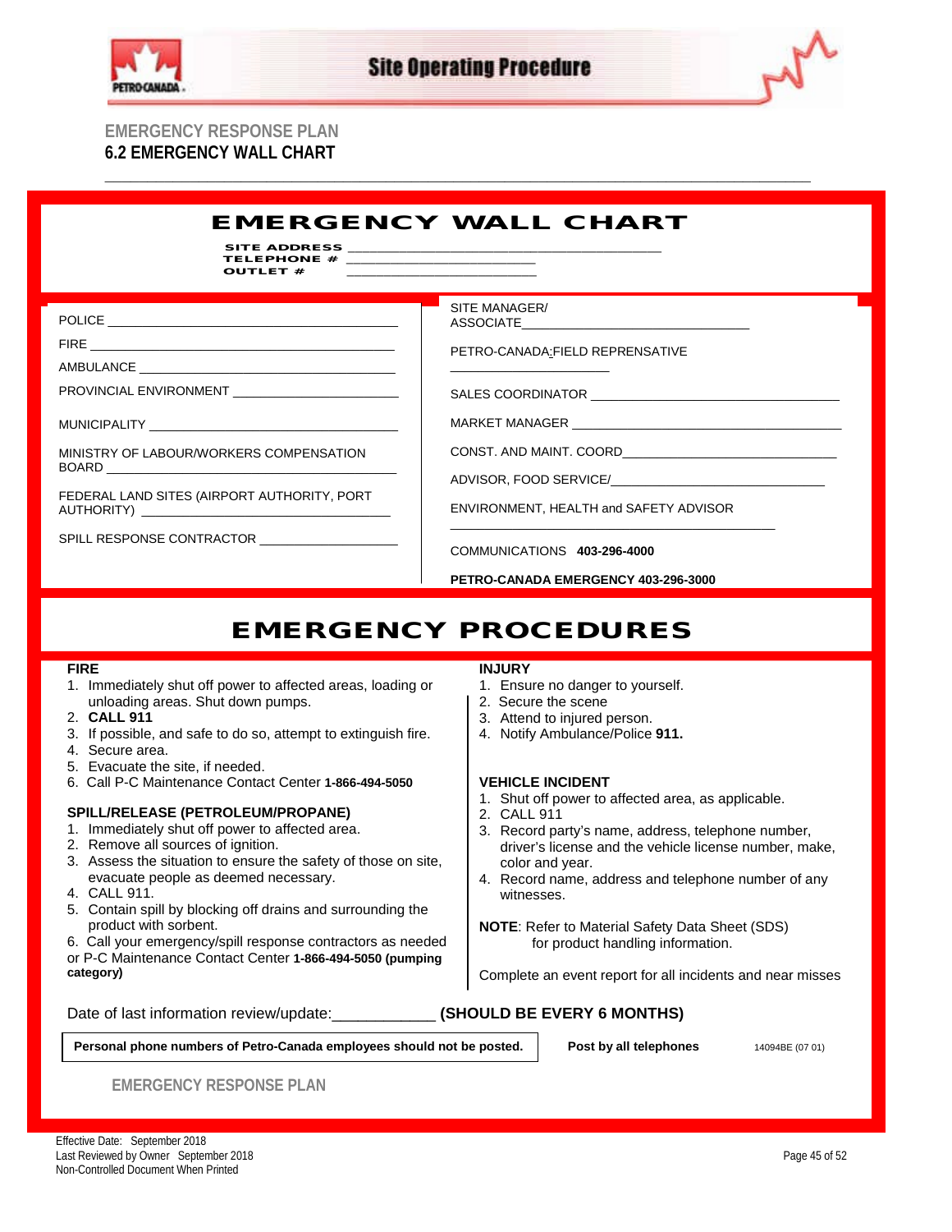EMERGENCY RESPONSE PLAN

## 6.2 EMERGENCY WALL CHART

# EMERGENCY WALL CHART

SITE ADDRESS ________________________________________
TELEPHONE # ________________________
OUTLET # ________________________

POLICE ________________________________________

FIRE ________________________________________

AMBULANCE ________________________________________

PROVINCIAL ENVIRONMENT ______________________

MUNICIPALITY ________________________________

MINISTRY OF LABOUR/WORKERS COMPENSATION BOARD ________________________________________

FEDERAL LAND SITES (AIRPORT AUTHORITY, PORT AUTHORITY) ________________________________

SPILL RESPONSE CONTRACTOR __________________

SITE MANAGER/ ASSOCIATE______________________________

PETRO-CANADA FIELD REPRENSATIVE ____________________

SALES COORDINATOR ________________________________

MARKET MANAGER ____________________________________

CONST. AND MAINT. COORD____________________________

ADVISOR, FOOD SERVICE/___________________________

ENVIRONMENT, HEALTH and SAFETY ADVISOR ________________________________________

COMMUNICATIONS **403-296-4000**

**PETRO-CANADA EMERGENCY 403-296-3000**

# EMERGENCY PROCEDURES

**FIRE**

1. Immediately shut off power to affected areas, loading or unloading areas. Shut down pumps.
2. **CALL 911**
3. If possible, and safe to do so, attempt to extinguish fire.
4. Secure area.
5. Evacuate the site, if needed.
6. Call P-C Maintenance Contact Center **1-866-494-5050**

**SPILL/RELEASE (PETROLEUM/PROPANE)**

1. Immediately shut off power to affected area.
2. Remove all sources of ignition.
3. Assess the situation to ensure the safety of those on site, evacuate people as deemed necessary.
4. CALL 911.
5. Contain spill by blocking off drains and surrounding the product with sorbent.
6. Call your emergency/spill response contractors as needed or P-C Maintenance Contact Center **1-866-494-5050 (pumping category)**

**INJURY**

1. Ensure no danger to yourself.
2. Secure the scene
3. Attend to injured person.
4. Notify Ambulance/Police **911.**

**VEHICLE INCIDENT**

1. Shut off power to affected area, as applicable.
2. CALL 911
3. Record party's name, address, telephone number, driver's license and the vehicle license number, make, color and year.
4. Record name, address and telephone number of any witnesses.

**NOTE**: Refer to Material Safety Data Sheet (SDS) for product handling information.

Complete an event report for all incidents and near misses

Date of last information review/update:____________ **(SHOULD BE EVERY 6 MONTHS)**

**Personal phone numbers of Petro-Canada employees should not be posted.**

**Post by all telephones**

14094BE (07 01)

EMERGENCY RESPONSE PLAN

Effective Date: September 2018
Last Reviewed by Owner September 2018
Non-Controlled Document When Printed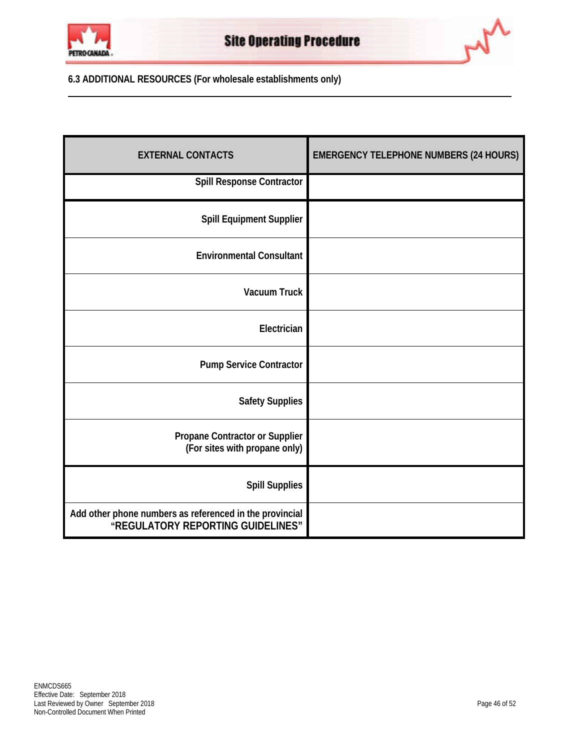### 6.3 ADDITIONAL RESOURCES (For wholesale establishments only)

| EXTERNAL CONTACTS | EMERGENCY TELEPHONE NUMBERS (24 HOURS) |
|---|---|
| **Spill Response Contractor** | |
| **Spill Equipment Supplier** | |
| **Environmental Consultant** | |
| **Vacuum Truck** | |
| **Electrician** | |
| **Pump Service Contractor** | |
| **Safety Supplies** | |
| **Propane Contractor or Supplier (For sites with propane only)** | |
| **Spill Supplies** | |
| **Add other phone numbers as referenced in the provincial "REGULATORY REPORTING GUIDELINES"** | |

ENMCDS665
Effective Date: September 2018
Last Reviewed by Owner September 2018
Non-Controlled Document When Printed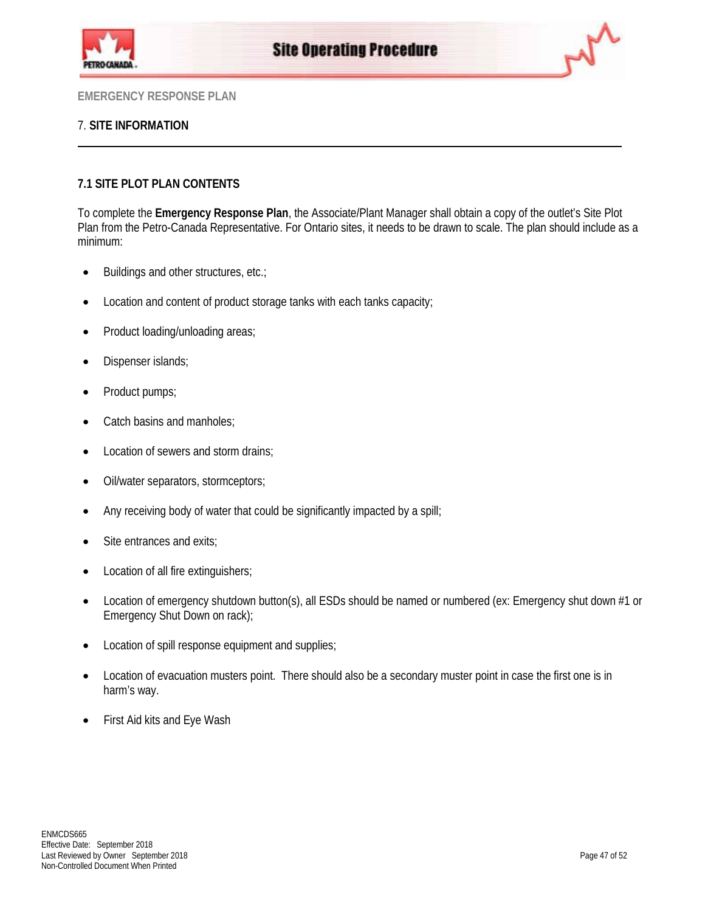EMERGENCY RESPONSE PLAN

## 7. SITE INFORMATION

---

### 7.1 SITE PLOT PLAN CONTENTS

To complete the **Emergency Response Plan**, the Associate/Plant Manager shall obtain a copy of the outlet's Site Plot Plan from the Petro-Canada Representative. For Ontario sites, it needs to be drawn to scale. The plan should include as a minimum:

- Buildings and other structures, etc.;
- Location and content of product storage tanks with each tanks capacity;
- Product loading/unloading areas;
- Dispenser islands;
- Product pumps;
- Catch basins and manholes;
- Location of sewers and storm drains;
- Oil/water separators, stormceptors;
- Any receiving body of water that could be significantly impacted by a spill;
- Site entrances and exits;
- Location of all fire extinguishers;
- Location of emergency shutdown button(s), all ESDs should be named or numbered (ex: Emergency shut down #1 or Emergency Shut Down on rack);
- Location of spill response equipment and supplies;
- Location of evacuation musters point. There should also be a secondary muster point in case the first one is in harm's way.
- First Aid kits and Eye Wash

ENMCDS665
Effective Date: September 2018
Last Reviewed by Owner September 2018
Non-Controlled Document When Printed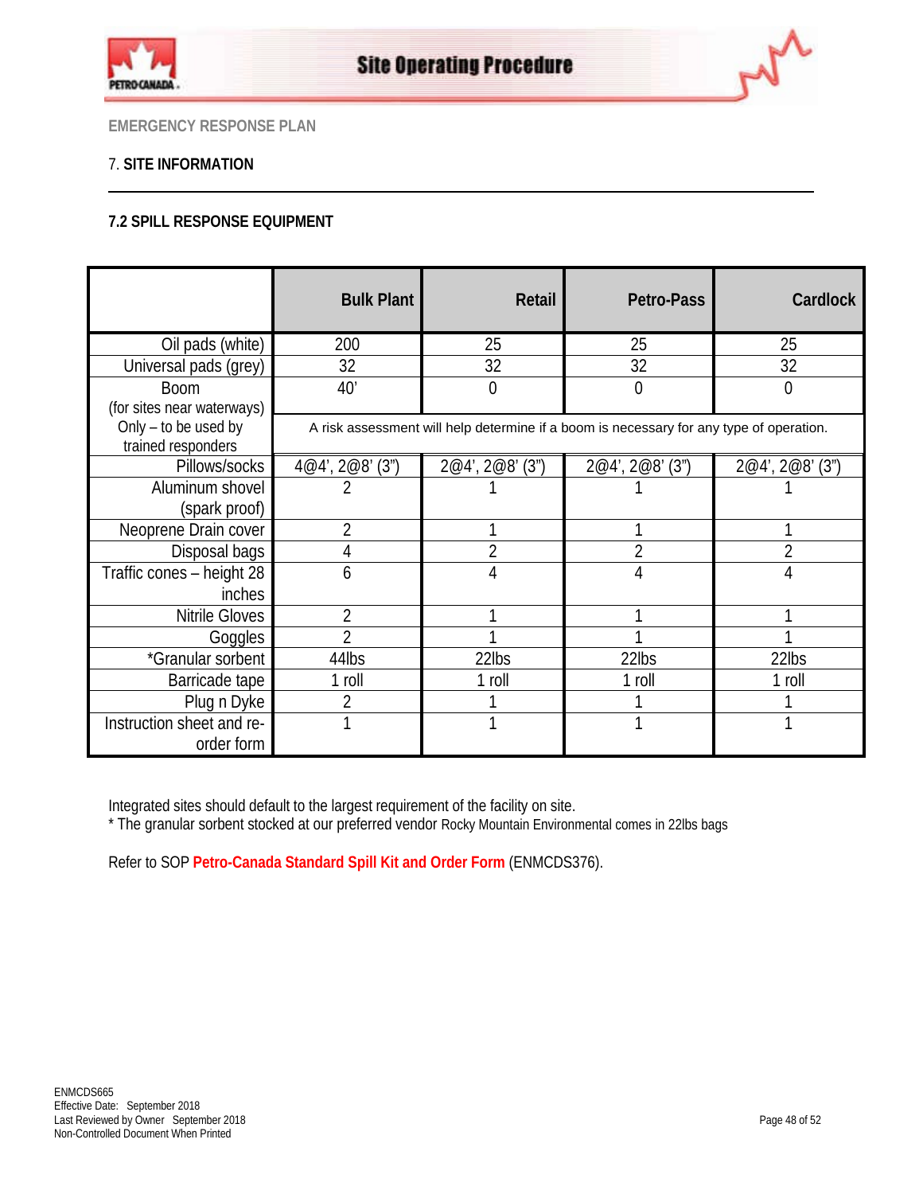EMERGENCY RESPONSE PLAN

7. **SITE INFORMATION**

### 7.2 SPILL RESPONSE EQUIPMENT

| | Bulk Plant | Retail | Petro-Pass | Cardlock |
|---|---|---|---|---|
| Oil pads (white) | 200 | 25 | 25 | 25 |
| Universal pads (grey) | 32 | 32 | 32 | 32 |
| Boom (for sites near waterways) Only – to be used by trained responders | 40' | 0 | 0 | 0 |
| | A risk assessment will help determine if a boom is necessary for any type of operation. | | | |
| Pillows/socks | 4@4', 2@8' (3") | 2@4', 2@8' (3") | 2@4', 2@8' (3") | 2@4', 2@8' (3") |
| Aluminum shovel (spark proof) | 2 | 1 | 1 | 1 |
| Neoprene Drain cover | 2 | 1 | 1 | 1 |
| Disposal bags | 4 | 2 | 2 | 2 |
| Traffic cones – height 28 inches | 6 | 4 | 4 | 4 |
| Nitrile Gloves | 2 | 1 | 1 | 1 |
| Goggles | 2 | 1 | 1 | 1 |
| *Granular sorbent | 44lbs | 22lbs | 22lbs | 22lbs |
| Barricade tape | 1 roll | 1 roll | 1 roll | 1 roll |
| Plug n Dyke | 2 | 1 | 1 | 1 |
| Instruction sheet and re-order form | 1 | 1 | 1 | 1 |

Integrated sites should default to the largest requirement of the facility on site.
* The granular sorbent stocked at our preferred vendor Rocky Mountain Environmental comes in 22lbs bags

Refer to SOP **Petro-Canada Standard Spill Kit and Order Form** (ENMCDS376).

ENMCDS665
Effective Date: September 2018
Last Reviewed by Owner September 2018
Non-Controlled Document When Printed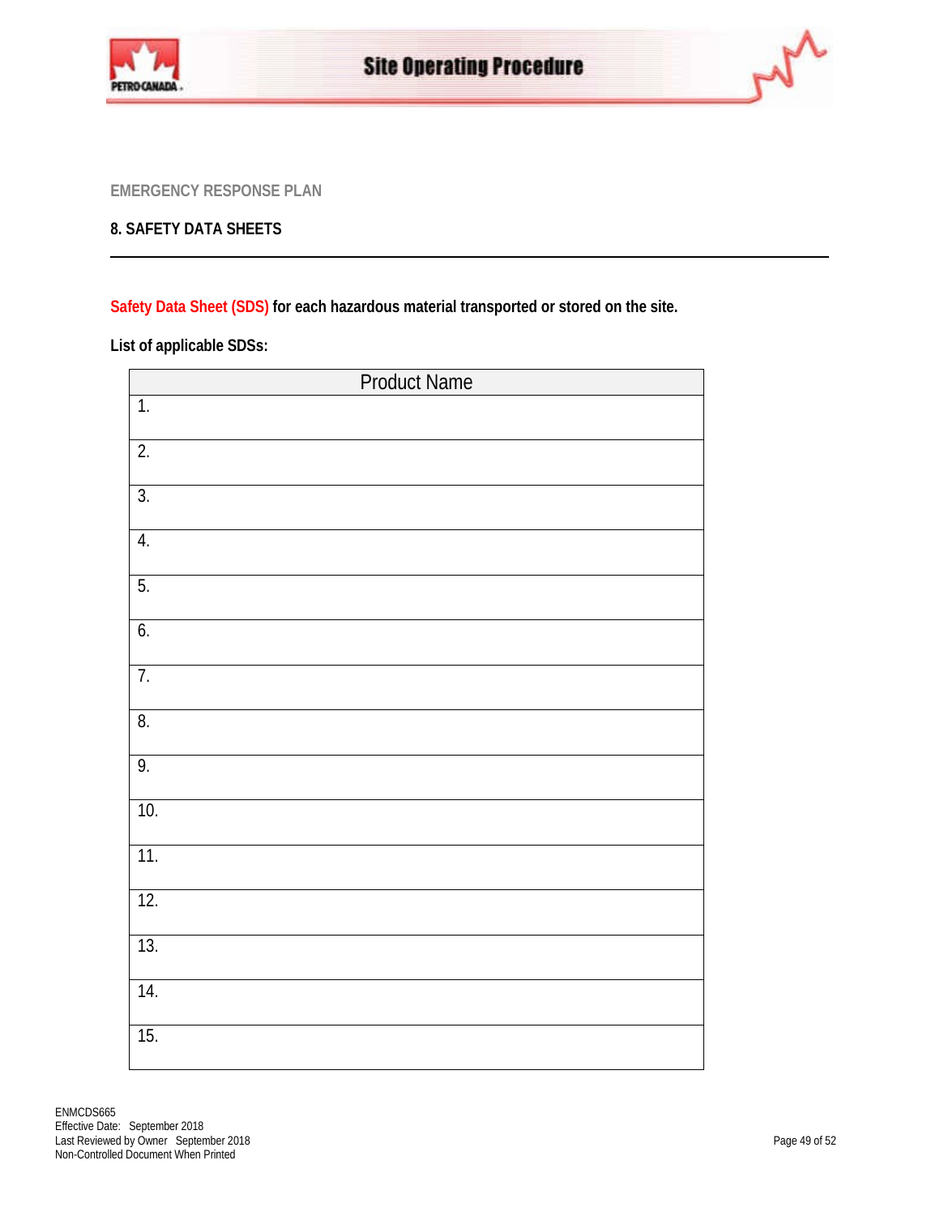EMERGENCY RESPONSE PLAN

## 8. SAFETY DATA SHEETS

**Safety Data Sheet (SDS) for each hazardous material transported or stored on the site.**

**List of applicable SDSs:**

| Product Name |
| --- |
| 1. |
| 2. |
| 3. |
| 4. |
| 5. |
| 6. |
| 7. |
| 8. |
| 9. |
| 10. |
| 11. |
| 12. |
| 13. |
| 14. |
| 15. |

ENMCDS665
Effective Date: September 2018
Last Reviewed by Owner September 2018
Non-Controlled Document When Printed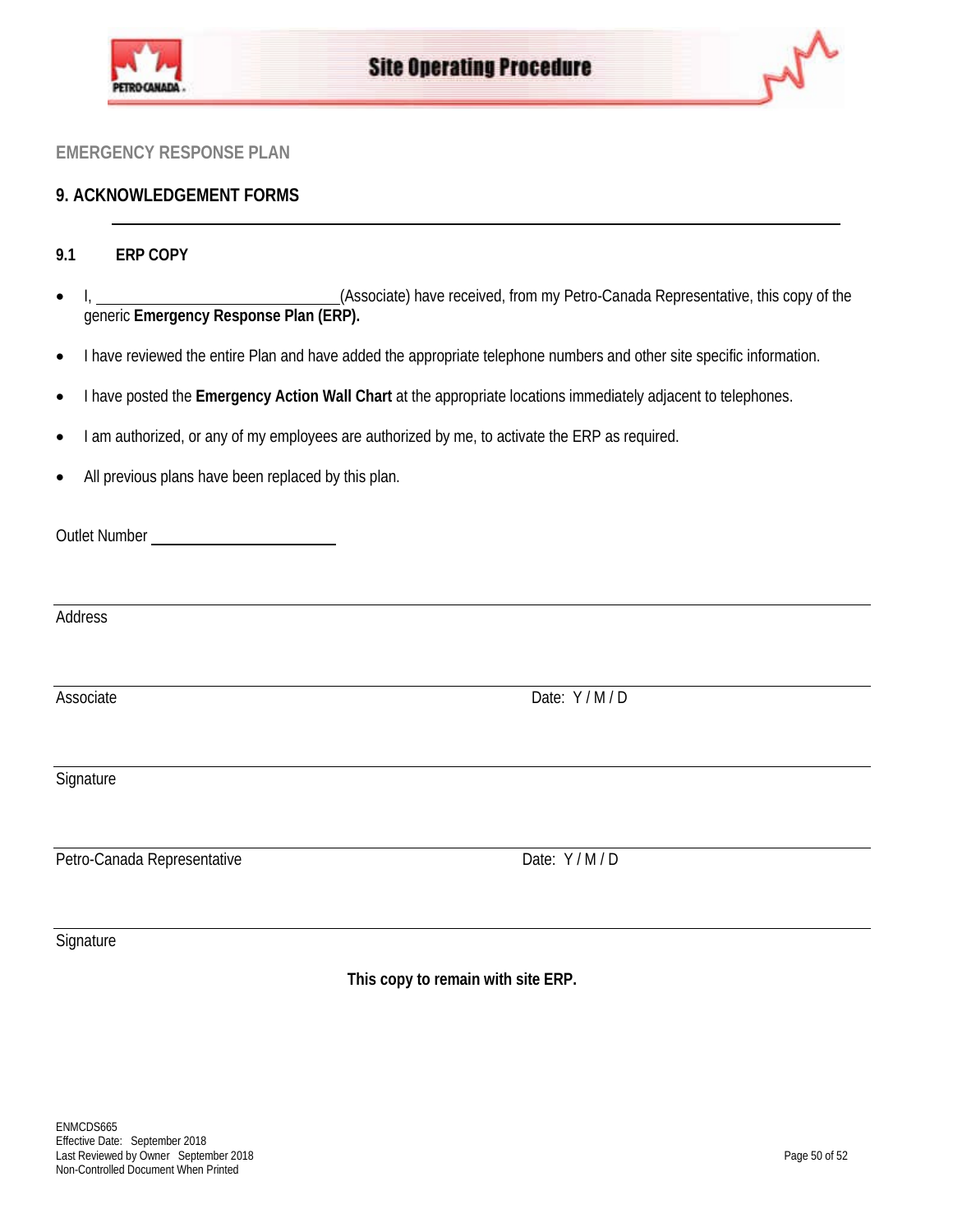EMERGENCY RESPONSE PLAN

## 9. ACKNOWLEDGEMENT FORMS

---

### 9.1 ERP COPY

- I, ______________________________(Associate) have received, from my Petro-Canada Representative, this copy of the generic **Emergency Response Plan (ERP).**
- I have reviewed the entire Plan and have added the appropriate telephone numbers and other site specific information.
- I have posted the **Emergency Action Wall Chart** at the appropriate locations immediately adjacent to telephones.
- I am authorized, or any of my employees are authorized by me, to activate the ERP as required.
- All previous plans have been replaced by this plan.

Outlet Number ________________________

_______________________________________________________________________________

Address

_______________________________________________________________________________

Associate Date: Y / M / D

_______________________________________________________________________________

Signature

_______________________________________________________________________________

Petro-Canada Representative Date: Y / M / D

_______________________________________________________________________________

Signature

**This copy to remain with site ERP.**

ENMCDS665
Effective Date: September 2018
Last Reviewed by Owner September 2018
Non-Controlled Document When Printed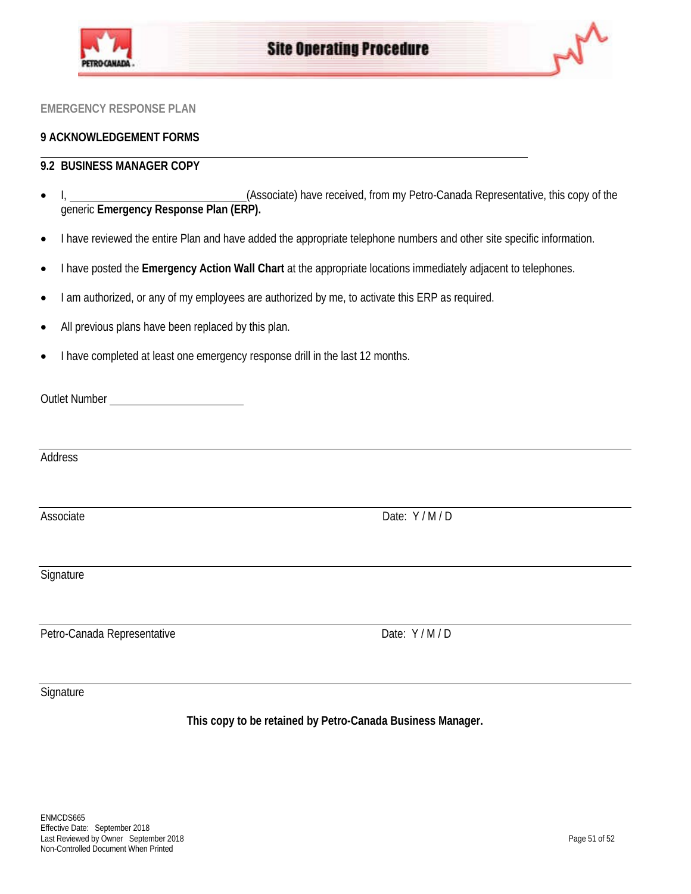EMERGENCY RESPONSE PLAN

## 9 ACKNOWLEDGEMENT FORMS

### 9.2 BUSINESS MANAGER COPY

- I, ______________________________(Associate) have received, from my Petro-Canada Representative, this copy of the generic **Emergency Response Plan (ERP).**
- I have reviewed the entire Plan and have added the appropriate telephone numbers and other site specific information.
- I have posted the **Emergency Action Wall Chart** at the appropriate locations immediately adjacent to telephones.
- I am authorized, or any of my employees are authorized by me, to activate this ERP as required.
- All previous plans have been replaced by this plan.
- I have completed at least one emergency response drill in the last 12 months.

Outlet Number ______________________

______________________________________________________________________

Address

______________________________________________________________________

Associate Date: Y / M / D

______________________________________________________________________

Signature

______________________________________________________________________

Petro-Canada Representative Date: Y / M / D

______________________________________________________________________

Signature

**This copy to be retained by Petro-Canada Business Manager.**

ENMCDS665
Effective Date: September 2018
Last Reviewed by Owner September 2018
Non-Controlled Document When Printed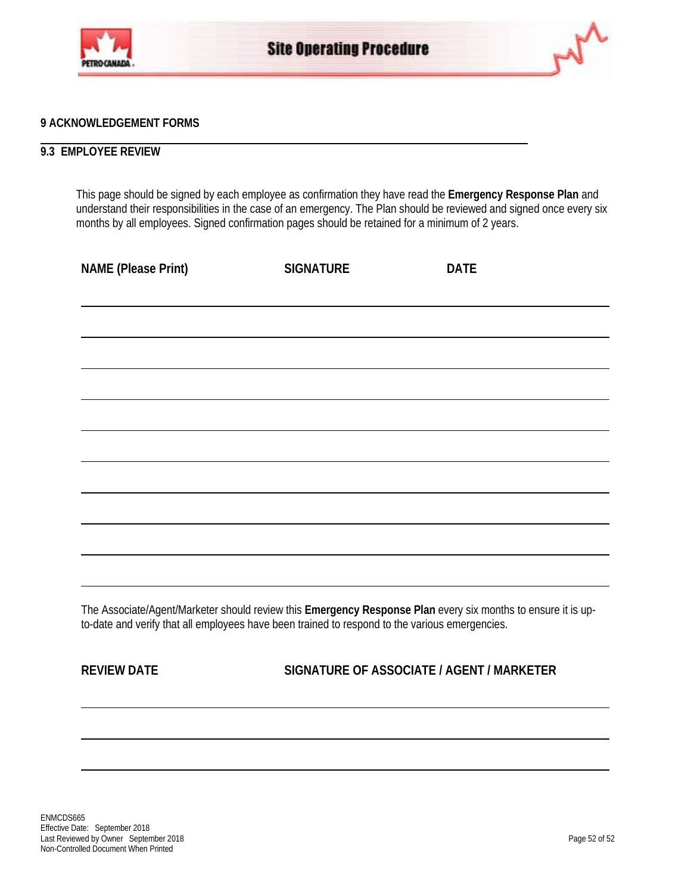# 9 ACKNOWLEDGEMENT FORMS

## 9.3 EMPLOYEE REVIEW

This page should be signed by each employee as confirmation they have read the **Emergency Response Plan** and understand their responsibilities in the case of an emergency. The Plan should be reviewed and signed once every six months by all employees. Signed confirmation pages should be retained for a minimum of 2 years.

| NAME (Please Print) | SIGNATURE | DATE |
|---|---|---|
| | | |
| | | |
| | | |
| | | |
| | | |
| | | |
| | | |
| | | |
| | | |

The Associate/Agent/Marketer should review this **Emergency Response Plan** every six months to ensure it is up-to-date and verify that all employees have been trained to respond to the various emergencies.

| REVIEW DATE | SIGNATURE OF ASSOCIATE / AGENT / MARKETER |
|---|---|
| | |
| | |
| | |

ENMCDS665
Effective Date: September 2018
Last Reviewed by Owner September 2018
Non-Controlled Document When Printed